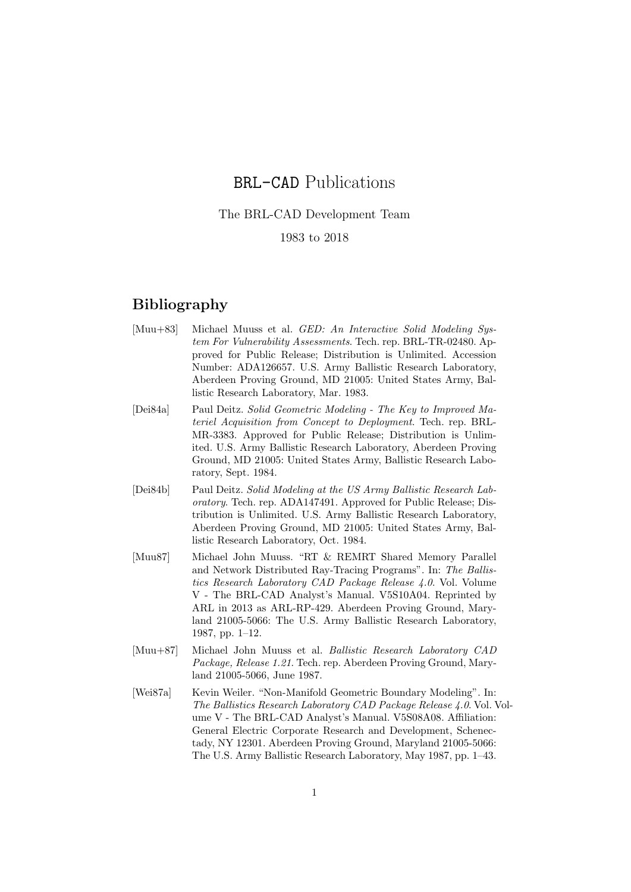# BRL-CAD Publications

The BRL-CAD Development Team

1983 to 2018

## Bibliography

[Muu+83] Michael Muuss et al. *GED: An Interactive Solid Modeling System For Vulnerability Assessments*. Tech. rep. BRL-TR-02480. Approved for Public Release; Distribution is Unlimited. Accession Number: ADA126657. U.S. Army Ballistic Research Laboratory, Aberdeen Proving Ground, MD 21005: United States Army, Ballistic Research Laboratory, Mar. 1983.

[Dei84a] Paul Deitz. *Solid Geometric Modeling - The Key to Improved Materiel Acquisition from Concept to Deployment*. Tech. rep. BRL-MR-3383. Approved for Public Release; Distribution is Unlimited. U.S. Army Ballistic Research Laboratory, Aberdeen Proving Ground, MD 21005: United States Army, Ballistic Research Laboratory, Sept. 1984.

[Dei84b] Paul Deitz. *Solid Modeling at the US Army Ballistic Research Laboratory*. Tech. rep. ADA147491. Approved for Public Release; Distribution is Unlimited. U.S. Army Ballistic Research Laboratory, Aberdeen Proving Ground, MD 21005: United States Army, Ballistic Research Laboratory, Oct. 1984.

[Muu87] Michael John Muuss. "RT & REMRT Shared Memory Parallel and Network Distributed Ray-Tracing Programs". In: *The Ballistics Research Laboratory CAD Package Release 4.0*. Vol. Volume V - The BRL-CAD Analyst's Manual. V5S10A04. Reprinted by ARL in 2013 as ARL-RP-429. Aberdeen Proving Ground, Maryland 21005-5066: The U.S. Army Ballistic Research Laboratory, 1987, pp. 1–12.

[Muu+87] Michael John Muuss et al. *Ballistic Research Laboratory CAD Package, Release 1.21*. Tech. rep. Aberdeen Proving Ground, Maryland 21005-5066, June 1987.

[Wei87a] Kevin Weiler. "Non-Manifold Geometric Boundary Modeling". In: *The Ballistics Research Laboratory CAD Package Release 4.0*. Vol. Volume V - The BRL-CAD Analyst's Manual. V5S08A08. Affiliation: General Electric Corporate Research and Development, Schenectady, NY 12301. Aberdeen Proving Ground, Maryland 21005-5066: The U.S. Army Ballistic Research Laboratory, May 1987, pp. 1–43.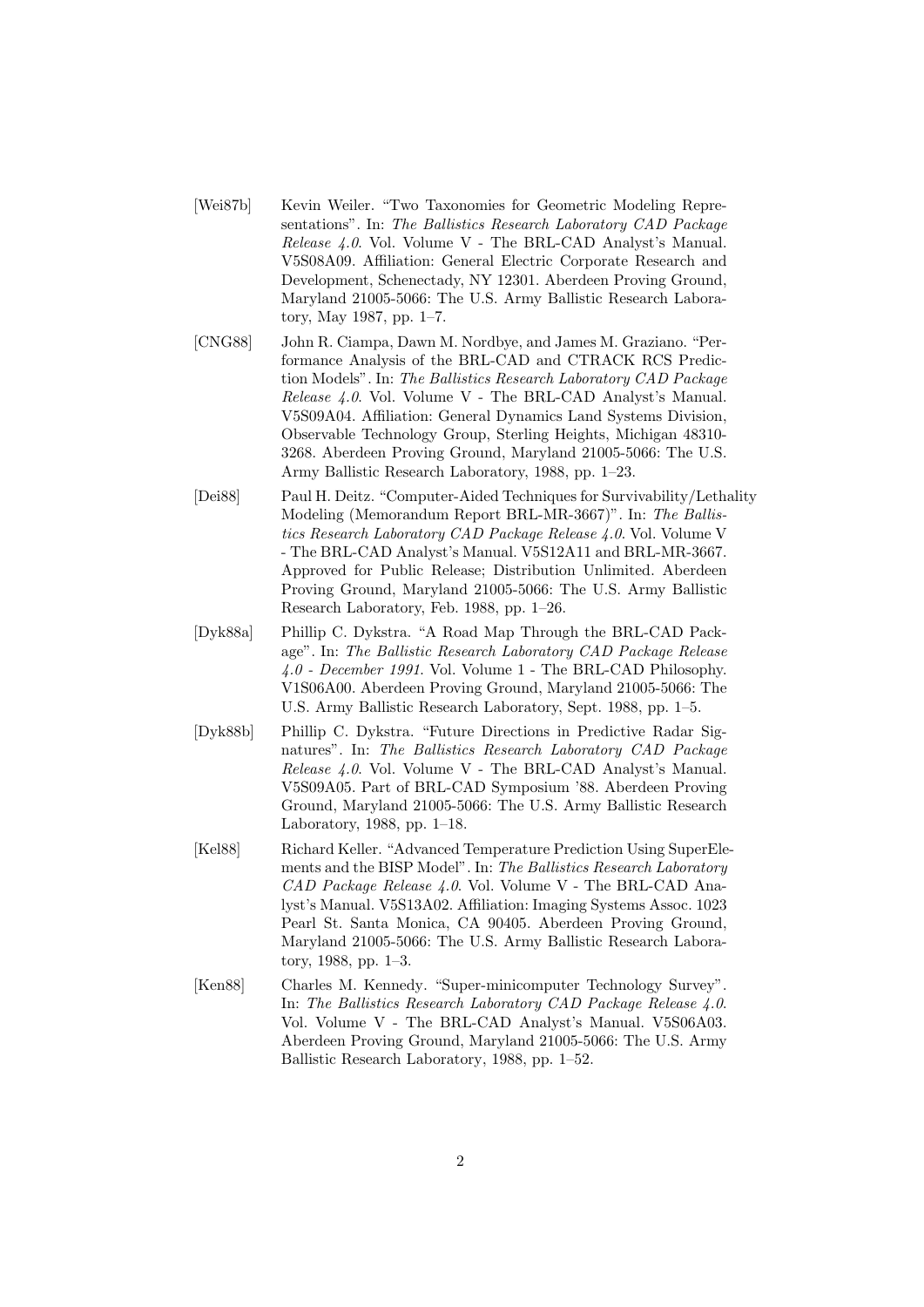[Wei87b] Kevin Weiler. "Two Taxonomies for Geometric Modeling Representations". In: *The Ballistics Research Laboratory CAD Package Release 4.0*. Vol. Volume V - The BRL-CAD Analyst's Manual. V5S08A09. Affiliation: General Electric Corporate Research and Development, Schenectady, NY 12301. Aberdeen Proving Ground, Maryland 21005-5066: The U.S. Army Ballistic Research Laboratory, May 1987, pp. 1–7.

[CNG88] John R. Ciampa, Dawn M. Nordbye, and James M. Graziano. "Performance Analysis of the BRL-CAD and CTRACK RCS Prediction Models". In: *The Ballistics Research Laboratory CAD Package Release 4.0*. Vol. Volume V - The BRL-CAD Analyst's Manual. V5S09A04. Affiliation: General Dynamics Land Systems Division, Observable Technology Group, Sterling Heights, Michigan 48310-3268. Aberdeen Proving Ground, Maryland 21005-5066: The U.S. Army Ballistic Research Laboratory, 1988, pp. 1–23.

[Dei88] Paul H. Deitz. "Computer-Aided Techniques for Survivability/Lethality Modeling (Memorandum Report BRL-MR-3667)". In: *The Ballistics Research Laboratory CAD Package Release 4.0*. Vol. Volume V - The BRL-CAD Analyst's Manual. V5S12A11 and BRL-MR-3667. Approved for Public Release; Distribution Unlimited. Aberdeen Proving Ground, Maryland 21005-5066: The U.S. Army Ballistic Research Laboratory, Feb. 1988, pp. 1–26.

[Dyk88a] Phillip C. Dykstra. "A Road Map Through the BRL-CAD Package". In: *The Ballistic Research Laboratory CAD Package Release 4.0 - December 1991*. Vol. Volume 1 - The BRL-CAD Philosophy. V1S06A00. Aberdeen Proving Ground, Maryland 21005-5066: The U.S. Army Ballistic Research Laboratory, Sept. 1988, pp. 1–5.

[Dyk88b] Phillip C. Dykstra. "Future Directions in Predictive Radar Signatures". In: *The Ballistics Research Laboratory CAD Package Release 4.0*. Vol. Volume V - The BRL-CAD Analyst's Manual. V5S09A05. Part of BRL-CAD Symposium '88. Aberdeen Proving Ground, Maryland 21005-5066: The U.S. Army Ballistic Research Laboratory, 1988, pp. 1–18.

[Kel88] Richard Keller. "Advanced Temperature Prediction Using SuperElements and the BISP Model". In: *The Ballistics Research Laboratory CAD Package Release 4.0*. Vol. Volume V - The BRL-CAD Analyst's Manual. V5S13A02. Affiliation: Imaging Systems Assoc. 1023 Pearl St. Santa Monica, CA 90405. Aberdeen Proving Ground, Maryland 21005-5066: The U.S. Army Ballistic Research Laboratory, 1988, pp. 1–3.

[Ken88] Charles M. Kennedy. "Super-minicomputer Technology Survey". In: *The Ballistics Research Laboratory CAD Package Release 4.0*. Vol. Volume V - The BRL-CAD Analyst's Manual. V5S06A03. Aberdeen Proving Ground, Maryland 21005-5066: The U.S. Army Ballistic Research Laboratory, 1988, pp. 1–52.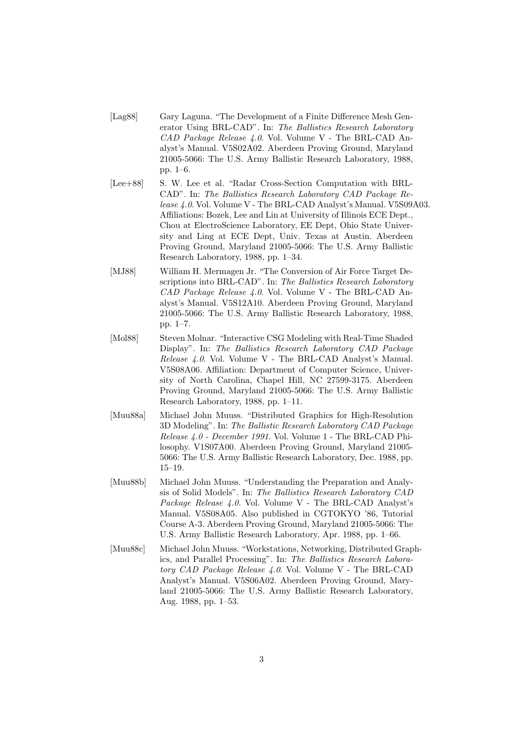[Lag88] Gary Laguna. "The Development of a Finite Difference Mesh Generator Using BRL-CAD". In: *The Ballistics Research Laboratory CAD Package Release 4.0*. Vol. Volume V - The BRL-CAD Analyst's Manual. V5S02A02. Aberdeen Proving Ground, Maryland 21005-5066: The U.S. Army Ballistic Research Laboratory, 1988, pp. 1–6.

[Lee+88] S. W. Lee et al. "Radar Cross-Section Computation with BRL-CAD". In: *The Ballistics Research Laboratory CAD Package Release 4.0*. Vol. Volume V - The BRL-CAD Analyst's Manual. V5S09A03. Affiliations: Bozek, Lee and Lin at University of Illinois ECE Dept., Chou at ElectroScience Laboratory, EE Dept, Ohio State University and Ling at ECE Dept, Univ. Texas at Austin. Aberdeen Proving Ground, Maryland 21005-5066: The U.S. Army Ballistic Research Laboratory, 1988, pp. 1–34.

[MJ88] William H. Mermagen Jr. "The Conversion of Air Force Target Descriptions into BRL-CAD". In: *The Ballistics Research Laboratory CAD Package Release 4.0*. Vol. Volume V - The BRL-CAD Analyst's Manual. V5S12A10. Aberdeen Proving Ground, Maryland 21005-5066: The U.S. Army Ballistic Research Laboratory, 1988, pp. 1–7.

[Mol88] Steven Molnar. "Interactive CSG Modeling with Real-Time Shaded Display". In: *The Ballistics Research Laboratory CAD Package Release 4.0*. Vol. Volume V - The BRL-CAD Analyst's Manual. V5S08A06. Affiliation: Department of Computer Science, University of North Carolina, Chapel Hill, NC 27599-3175. Aberdeen Proving Ground, Maryland 21005-5066: The U.S. Army Ballistic Research Laboratory, 1988, pp. 1–11.

[Muu88a] Michael John Muuss. "Distributed Graphics for High-Resolution 3D Modeling". In: *The Ballistic Research Laboratory CAD Package Release 4.0 - December 1991*. Vol. Volume 1 - The BRL-CAD Philosophy. V1S07A00. Aberdeen Proving Ground, Maryland 21005-5066: The U.S. Army Ballistic Research Laboratory, Dec. 1988, pp. 15–19.

[Muu88b] Michael John Muuss. "Understanding the Preparation and Analysis of Solid Models". In: *The Ballistics Research Laboratory CAD Package Release 4.0*. Vol. Volume V - The BRL-CAD Analyst's Manual. V5S08A05. Also published in CGTOKYO '86, Tutorial Course A-3. Aberdeen Proving Ground, Maryland 21005-5066: The U.S. Army Ballistic Research Laboratory, Apr. 1988, pp. 1–66.

[Muu88c] Michael John Muuss. "Workstations, Networking, Distributed Graphics, and Parallel Processing". In: *The Ballistics Research Laboratory CAD Package Release 4.0*. Vol. Volume V - The BRL-CAD Analyst's Manual. V5S06A02. Aberdeen Proving Ground, Maryland 21005-5066: The U.S. Army Ballistic Research Laboratory, Aug. 1988, pp. 1–53.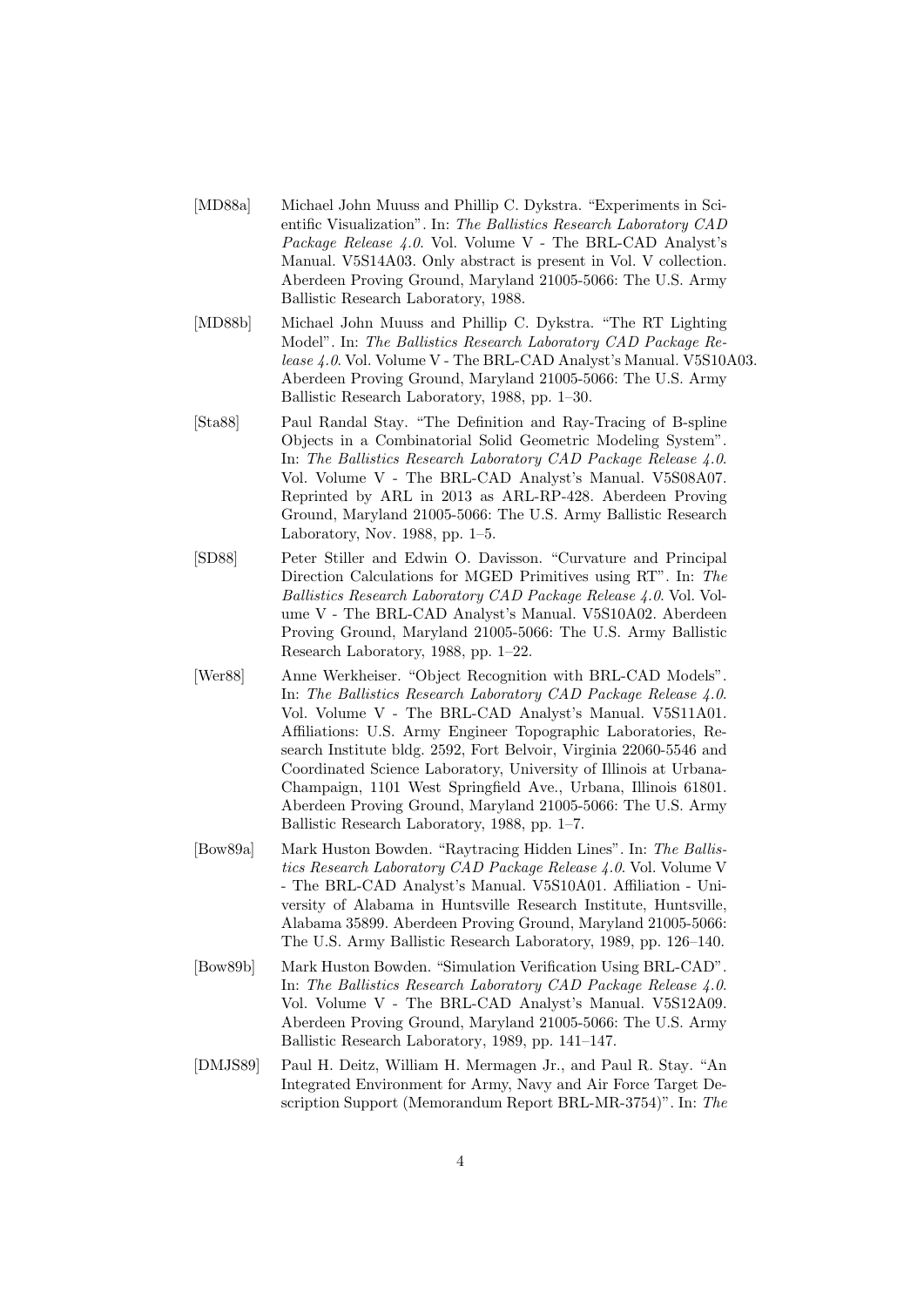[MD88a] Michael John Muuss and Phillip C. Dykstra. "Experiments in Scientific Visualization". In: *The Ballistics Research Laboratory CAD Package Release 4.0*. Vol. Volume V - The BRL-CAD Analyst's Manual. V5S14A03. Only abstract is present in Vol. V collection. Aberdeen Proving Ground, Maryland 21005-5066: The U.S. Army Ballistic Research Laboratory, 1988.

[MD88b] Michael John Muuss and Phillip C. Dykstra. "The RT Lighting Model". In: *The Ballistics Research Laboratory CAD Package Release 4.0*. Vol. Volume V - The BRL-CAD Analyst's Manual. V5S10A03. Aberdeen Proving Ground, Maryland 21005-5066: The U.S. Army Ballistic Research Laboratory, 1988, pp. 1–30.

[Sta88] Paul Randal Stay. "The Definition and Ray-Tracing of B-spline Objects in a Combinatorial Solid Geometric Modeling System". In: *The Ballistics Research Laboratory CAD Package Release 4.0*. Vol. Volume V - The BRL-CAD Analyst's Manual. V5S08A07. Reprinted by ARL in 2013 as ARL-RP-428. Aberdeen Proving Ground, Maryland 21005-5066: The U.S. Army Ballistic Research Laboratory, Nov. 1988, pp. 1–5.

[SD88] Peter Stiller and Edwin O. Davisson. "Curvature and Principal Direction Calculations for MGED Primitives using RT". In: *The Ballistics Research Laboratory CAD Package Release 4.0*. Vol. Volume V - The BRL-CAD Analyst's Manual. V5S10A02. Aberdeen Proving Ground, Maryland 21005-5066: The U.S. Army Ballistic Research Laboratory, 1988, pp. 1–22.

[Wer88] Anne Werkheiser. "Object Recognition with BRL-CAD Models". In: *The Ballistics Research Laboratory CAD Package Release 4.0*. Vol. Volume V - The BRL-CAD Analyst's Manual. V5S11A01. Affiliations: U.S. Army Engineer Topographic Laboratories, Research Institute bldg. 2592, Fort Belvoir, Virginia 22060-5546 and Coordinated Science Laboratory, University of Illinois at Urbana-Champaign, 1101 West Springfield Ave., Urbana, Illinois 61801. Aberdeen Proving Ground, Maryland 21005-5066: The U.S. Army Ballistic Research Laboratory, 1988, pp. 1–7.

[Bow89a] Mark Huston Bowden. "Raytracing Hidden Lines". In: *The Ballistics Research Laboratory CAD Package Release 4.0*. Vol. Volume V - The BRL-CAD Analyst's Manual. V5S10A01. Affiliation - University of Alabama in Huntsville Research Institute, Huntsville, Alabama 35899. Aberdeen Proving Ground, Maryland 21005-5066: The U.S. Army Ballistic Research Laboratory, 1989, pp. 126–140.

[Bow89b] Mark Huston Bowden. "Simulation Verification Using BRL-CAD". In: *The Ballistics Research Laboratory CAD Package Release 4.0*. Vol. Volume V - The BRL-CAD Analyst's Manual. V5S12A09. Aberdeen Proving Ground, Maryland 21005-5066: The U.S. Army Ballistic Research Laboratory, 1989, pp. 141–147.

[DMJS89] Paul H. Deitz, William H. Mermagen Jr., and Paul R. Stay. "An Integrated Environment for Army, Navy and Air Force Target Description Support (Memorandum Report BRL-MR-3754)". In: *The*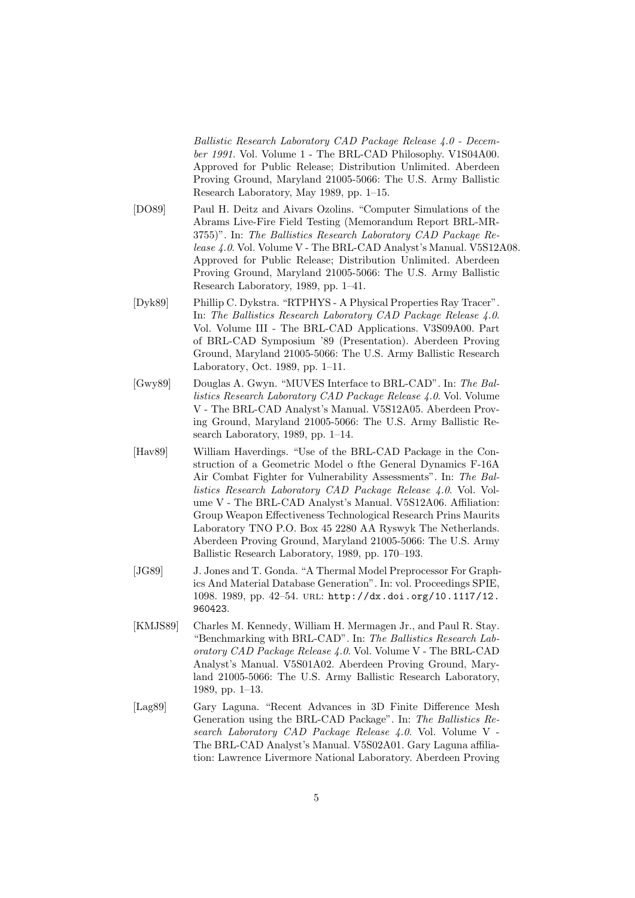*Ballistic Research Laboratory CAD Package Release 4.0 - December 1991*. Vol. Volume 1 - The BRL-CAD Philosophy. V1S04A00. Approved for Public Release; Distribution Unlimited. Aberdeen Proving Ground, Maryland 21005-5066: The U.S. Army Ballistic Research Laboratory, May 1989, pp. 1–15.

[DO89] Paul H. Deitz and Aivars Ozolins. "Computer Simulations of the Abrams Live-Fire Field Testing (Memorandum Report BRL-MR-3755)". In: *The Ballistics Research Laboratory CAD Package Release 4.0*. Vol. Volume V - The BRL-CAD Analyst's Manual. V5S12A08. Approved for Public Release; Distribution Unlimited. Aberdeen Proving Ground, Maryland 21005-5066: The U.S. Army Ballistic Research Laboratory, 1989, pp. 1–41.

[Dyk89] Phillip C. Dykstra. "RTPHYS - A Physical Properties Ray Tracer". In: *The Ballistics Research Laboratory CAD Package Release 4.0*. Vol. Volume III - The BRL-CAD Applications. V3S09A00. Part of BRL-CAD Symposium '89 (Presentation). Aberdeen Proving Ground, Maryland 21005-5066: The U.S. Army Ballistic Research Laboratory, Oct. 1989, pp. 1–11.

[Gwy89] Douglas A. Gwyn. "MUVES Interface to BRL-CAD". In: *The Ballistics Research Laboratory CAD Package Release 4.0*. Vol. Volume V - The BRL-CAD Analyst's Manual. V5S12A05. Aberdeen Proving Ground, Maryland 21005-5066: The U.S. Army Ballistic Research Laboratory, 1989, pp. 1–14.

[Hav89] William Haverdings. "Use of the BRL-CAD Package in the Construction of a Geometric Model o fthe General Dynamics F-16A Air Combat Fighter for Vulnerability Assessments". In: *The Ballistics Research Laboratory CAD Package Release 4.0*. Vol. Volume V - The BRL-CAD Analyst's Manual. V5S12A06. Affiliation: Group Weapon Effectiveness Technological Research Prins Maurits Laboratory TNO P.O. Box 45 2280 AA Ryswyk The Netherlands. Aberdeen Proving Ground, Maryland 21005-5066: The U.S. Army Ballistic Research Laboratory, 1989, pp. 170–193.

[JG89] J. Jones and T. Gonda. "A Thermal Model Preprocessor For Graphics And Material Database Generation". In: vol. Proceedings SPIE, 1098. 1989, pp. 42–54. URL: http://dx.doi.org/10.1117/12.960423.

[KMJS89] Charles M. Kennedy, William H. Mermagen Jr., and Paul R. Stay. "Benchmarking with BRL-CAD". In: *The Ballistics Research Laboratory CAD Package Release 4.0*. Vol. Volume V - The BRL-CAD Analyst's Manual. V5S01A02. Aberdeen Proving Ground, Maryland 21005-5066: The U.S. Army Ballistic Research Laboratory, 1989, pp. 1–13.

[Lag89] Gary Laguna. "Recent Advances in 3D Finite Difference Mesh Generation using the BRL-CAD Package". In: *The Ballistics Research Laboratory CAD Package Release 4.0*. Vol. Volume V - The BRL-CAD Analyst's Manual. V5S02A01. Gary Laguna affiliation: Lawrence Livermore National Laboratory. Aberdeen Proving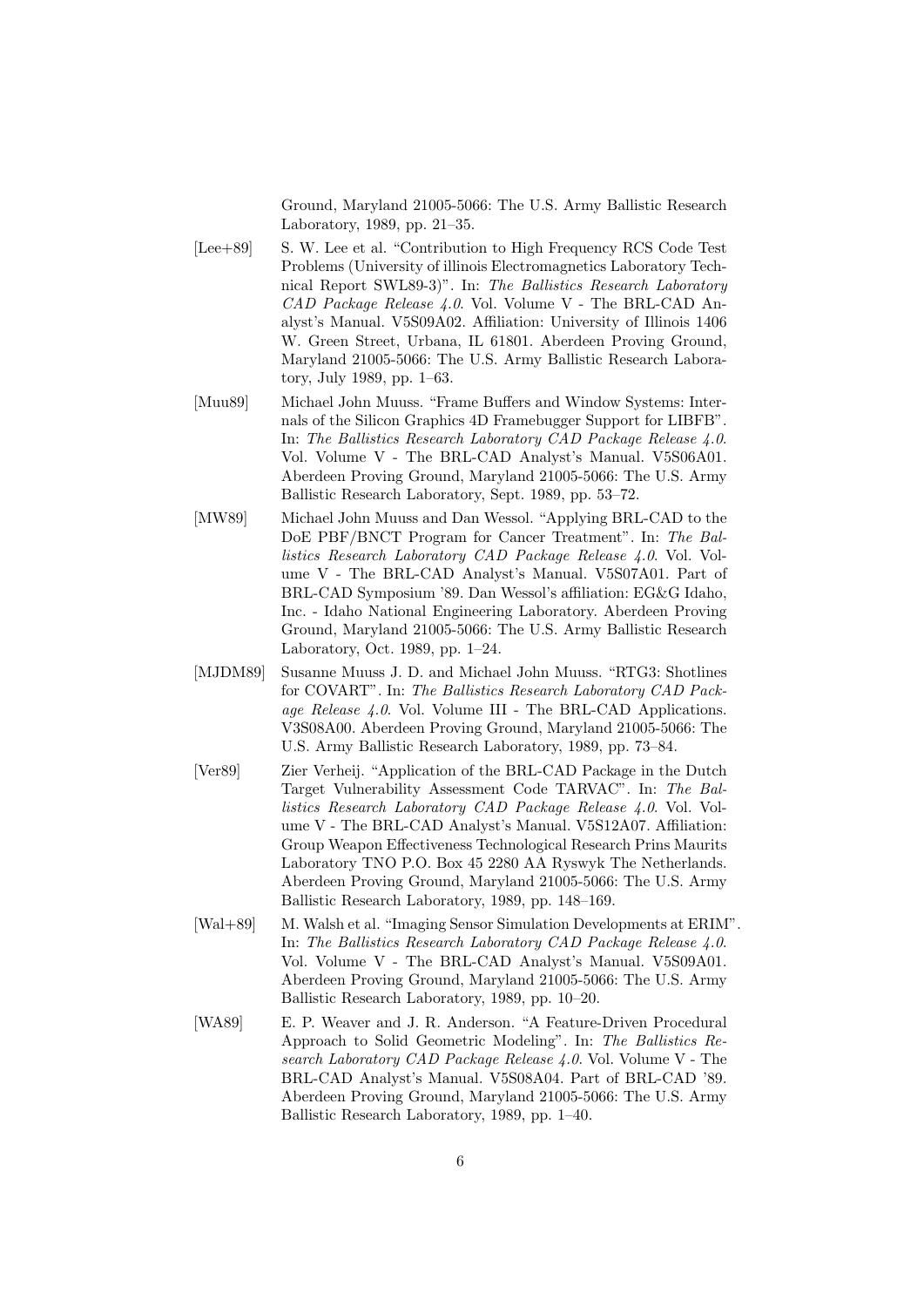Ground, Maryland 21005-5066: The U.S. Army Ballistic Research Laboratory, 1989, pp. 21–35.

[Lee+89] S. W. Lee et al. "Contribution to High Frequency RCS Code Test Problems (University of illinois Electromagnetics Laboratory Technical Report SWL89-3)". In: *The Ballistics Research Laboratory CAD Package Release 4.0*. Vol. Volume V - The BRL-CAD Analyst's Manual. V5S09A02. Affiliation: University of Illinois 1406 W. Green Street, Urbana, IL 61801. Aberdeen Proving Ground, Maryland 21005-5066: The U.S. Army Ballistic Research Laboratory, July 1989, pp. 1–63.

[Muu89] Michael John Muuss. "Frame Buffers and Window Systems: Internals of the Silicon Graphics 4D Framebugger Support for LIBFB". In: *The Ballistics Research Laboratory CAD Package Release 4.0*. Vol. Volume V - The BRL-CAD Analyst's Manual. V5S06A01. Aberdeen Proving Ground, Maryland 21005-5066: The U.S. Army Ballistic Research Laboratory, Sept. 1989, pp. 53–72.

[MW89] Michael John Muuss and Dan Wessol. "Applying BRL-CAD to the DoE PBF/BNCT Program for Cancer Treatment". In: *The Ballistics Research Laboratory CAD Package Release 4.0*. Vol. Volume V - The BRL-CAD Analyst's Manual. V5S07A01. Part of BRL-CAD Symposium '89. Dan Wessol's affiliation: EG&G Idaho, Inc. - Idaho National Engineering Laboratory. Aberdeen Proving Ground, Maryland 21005-5066: The U.S. Army Ballistic Research Laboratory, Oct. 1989, pp. 1–24.

[MJDM89] Susanne Muuss J. D. and Michael John Muuss. "RTG3: Shotlines for COVART". In: *The Ballistics Research Laboratory CAD Package Release 4.0*. Vol. Volume III - The BRL-CAD Applications. V3S08A00. Aberdeen Proving Ground, Maryland 21005-5066: The U.S. Army Ballistic Research Laboratory, 1989, pp. 73–84.

[Ver89] Zier Verheij. "Application of the BRL-CAD Package in the Dutch Target Vulnerability Assessment Code TARVAC". In: *The Ballistics Research Laboratory CAD Package Release 4.0*. Vol. Volume V - The BRL-CAD Analyst's Manual. V5S12A07. Affiliation: Group Weapon Effectiveness Technological Research Prins Maurits Laboratory TNO P.O. Box 45 2280 AA Ryswyk The Netherlands. Aberdeen Proving Ground, Maryland 21005-5066: The U.S. Army Ballistic Research Laboratory, 1989, pp. 148–169.

[Wal+89] M. Walsh et al. "Imaging Sensor Simulation Developments at ERIM". In: *The Ballistics Research Laboratory CAD Package Release 4.0*. Vol. Volume V - The BRL-CAD Analyst's Manual. V5S09A01. Aberdeen Proving Ground, Maryland 21005-5066: The U.S. Army Ballistic Research Laboratory, 1989, pp. 10–20.

[WA89] E. P. Weaver and J. R. Anderson. "A Feature-Driven Procedural Approach to Solid Geometric Modeling". In: *The Ballistics Research Laboratory CAD Package Release 4.0*. Vol. Volume V - The BRL-CAD Analyst's Manual. V5S08A04. Part of BRL-CAD '89. Aberdeen Proving Ground, Maryland 21005-5066: The U.S. Army Ballistic Research Laboratory, 1989, pp. 1–40.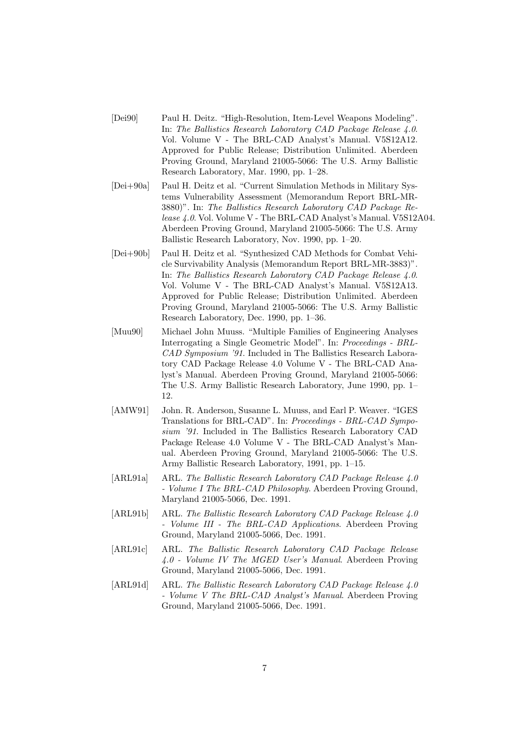[Dei90] Paul H. Deitz. "High-Resolution, Item-Level Weapons Modeling". In: *The Ballistics Research Laboratory CAD Package Release 4.0*. Vol. Volume V - The BRL-CAD Analyst's Manual. V5S12A12. Approved for Public Release; Distribution Unlimited. Aberdeen Proving Ground, Maryland 21005-5066: The U.S. Army Ballistic Research Laboratory, Mar. 1990, pp. 1–28.

[Dei+90a] Paul H. Deitz et al. "Current Simulation Methods in Military Systems Vulnerability Assessment (Memorandum Report BRL-MR-3880)". In: *The Ballistics Research Laboratory CAD Package Release 4.0*. Vol. Volume V - The BRL-CAD Analyst's Manual. V5S12A04. Aberdeen Proving Ground, Maryland 21005-5066: The U.S. Army Ballistic Research Laboratory, Nov. 1990, pp. 1–20.

[Dei+90b] Paul H. Deitz et al. "Synthesized CAD Methods for Combat Vehicle Survivability Analysis (Memorandum Report BRL-MR-3883)". In: *The Ballistics Research Laboratory CAD Package Release 4.0*. Vol. Volume V - The BRL-CAD Analyst's Manual. V5S12A13. Approved for Public Release; Distribution Unlimited. Aberdeen Proving Ground, Maryland 21005-5066: The U.S. Army Ballistic Research Laboratory, Dec. 1990, pp. 1–36.

[Muu90] Michael John Muuss. "Multiple Families of Engineering Analyses Interrogating a Single Geometric Model". In: *Proceedings - BRL-CAD Symposium '91*. Included in The Ballistics Research Laboratory CAD Package Release 4.0 Volume V - The BRL-CAD Analyst's Manual. Aberdeen Proving Ground, Maryland 21005-5066: The U.S. Army Ballistic Research Laboratory, June 1990, pp. 1–12.

[AMW91] John. R. Anderson, Susanne L. Muuss, and Earl P. Weaver. "IGES Translations for BRL-CAD". In: *Proceedings - BRL-CAD Symposium '91*. Included in The Ballistics Research Laboratory CAD Package Release 4.0 Volume V - The BRL-CAD Analyst's Manual. Aberdeen Proving Ground, Maryland 21005-5066: The U.S. Army Ballistic Research Laboratory, 1991, pp. 1–15.

[ARL91a] ARL. *The Ballistic Research Laboratory CAD Package Release 4.0 - Volume I The BRL-CAD Philosophy*. Aberdeen Proving Ground, Maryland 21005-5066, Dec. 1991.

[ARL91b] ARL. *The Ballistic Research Laboratory CAD Package Release 4.0 - Volume III - The BRL-CAD Applications*. Aberdeen Proving Ground, Maryland 21005-5066, Dec. 1991.

[ARL91c] ARL. *The Ballistic Research Laboratory CAD Package Release 4.0 - Volume IV The MGED User's Manual*. Aberdeen Proving Ground, Maryland 21005-5066, Dec. 1991.

[ARL91d] ARL. *The Ballistic Research Laboratory CAD Package Release 4.0 - Volume V The BRL-CAD Analyst's Manual*. Aberdeen Proving Ground, Maryland 21005-5066, Dec. 1991.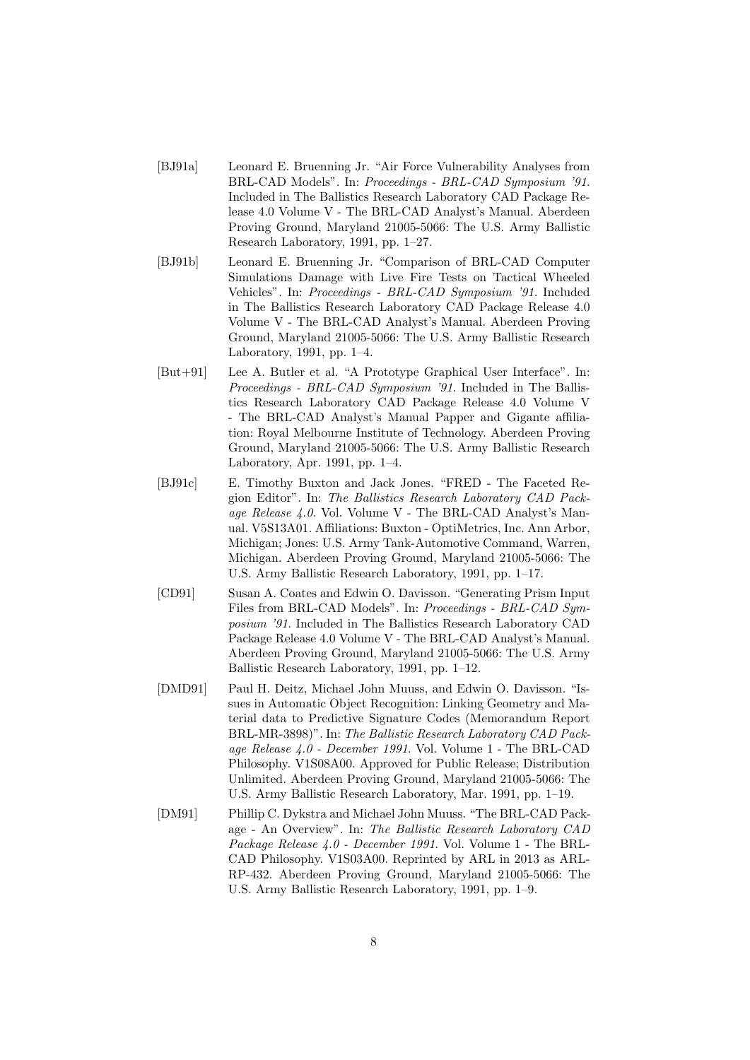[BJ91a] Leonard E. Bruenning Jr. "Air Force Vulnerability Analyses from BRL-CAD Models". In: *Proceedings - BRL-CAD Symposium '91*. Included in The Ballistics Research Laboratory CAD Package Release 4.0 Volume V - The BRL-CAD Analyst's Manual. Aberdeen Proving Ground, Maryland 21005-5066: The U.S. Army Ballistic Research Laboratory, 1991, pp. 1–27.

[BJ91b] Leonard E. Bruenning Jr. "Comparison of BRL-CAD Computer Simulations Damage with Live Fire Tests on Tactical Wheeled Vehicles". In: *Proceedings - BRL-CAD Symposium '91*. Included in The Ballistics Research Laboratory CAD Package Release 4.0 Volume V - The BRL-CAD Analyst's Manual. Aberdeen Proving Ground, Maryland 21005-5066: The U.S. Army Ballistic Research Laboratory, 1991, pp. 1–4.

[But+91] Lee A. Butler et al. "A Prototype Graphical User Interface". In: *Proceedings - BRL-CAD Symposium '91*. Included in The Ballistics Research Laboratory CAD Package Release 4.0 Volume V - The BRL-CAD Analyst's Manual Papper and Gigante affiliation: Royal Melbourne Institute of Technology. Aberdeen Proving Ground, Maryland 21005-5066: The U.S. Army Ballistic Research Laboratory, Apr. 1991, pp. 1–4.

[BJ91c] E. Timothy Buxton and Jack Jones. "FRED - The Faceted Region Editor". In: *The Ballistics Research Laboratory CAD Package Release 4.0*. Vol. Volume V - The BRL-CAD Analyst's Manual. V5S13A01. Affiliations: Buxton - OptiMetrics, Inc. Ann Arbor, Michigan; Jones: U.S. Army Tank-Automotive Command, Warren, Michigan. Aberdeen Proving Ground, Maryland 21005-5066: The U.S. Army Ballistic Research Laboratory, 1991, pp. 1–17.

[CD91] Susan A. Coates and Edwin O. Davisson. "Generating Prism Input Files from BRL-CAD Models". In: *Proceedings - BRL-CAD Symposium '91*. Included in The Ballistics Research Laboratory CAD Package Release 4.0 Volume V - The BRL-CAD Analyst's Manual. Aberdeen Proving Ground, Maryland 21005-5066: The U.S. Army Ballistic Research Laboratory, 1991, pp. 1–12.

[DMD91] Paul H. Deitz, Michael John Muuss, and Edwin O. Davisson. "Issues in Automatic Object Recognition: Linking Geometry and Material data to Predictive Signature Codes (Memorandum Report BRL-MR-3898)". In: *The Ballistic Research Laboratory CAD Package Release 4.0 - December 1991*. Vol. Volume 1 - The BRL-CAD Philosophy. V1S08A00. Approved for Public Release; Distribution Unlimited. Aberdeen Proving Ground, Maryland 21005-5066: The U.S. Army Ballistic Research Laboratory, Mar. 1991, pp. 1–19.

[DM91] Phillip C. Dykstra and Michael John Muuss. "The BRL-CAD Package - An Overview". In: *The Ballistic Research Laboratory CAD Package Release 4.0 - December 1991*. Vol. Volume 1 - The BRL-CAD Philosophy. V1S03A00. Reprinted by ARL in 2013 as ARL-RP-432. Aberdeen Proving Ground, Maryland 21005-5066: The U.S. Army Ballistic Research Laboratory, 1991, pp. 1–9.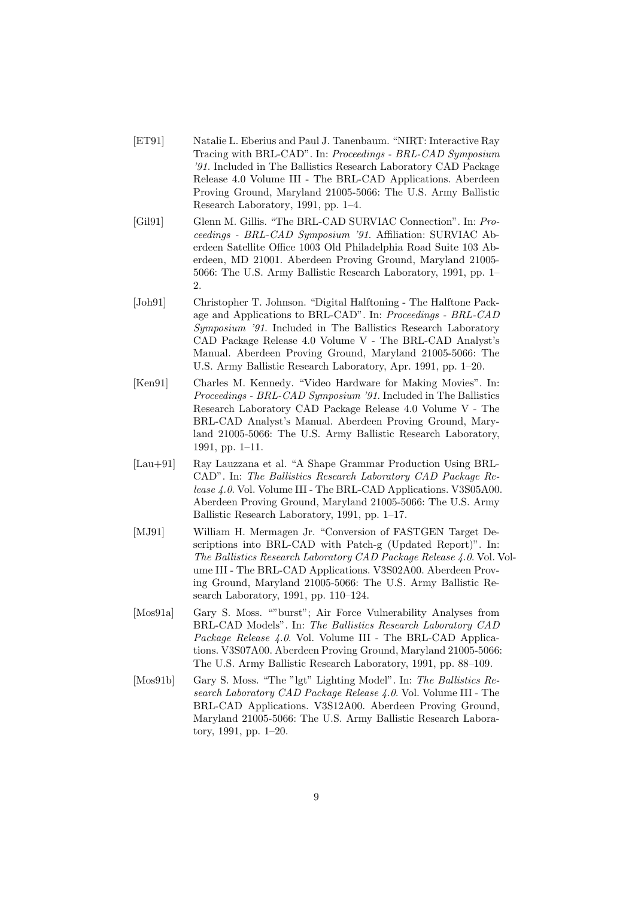[ET91] Natalie L. Eberius and Paul J. Tanenbaum. “NIRT: Interactive Ray Tracing with BRL-CAD”. In: *Proceedings - BRL-CAD Symposium '91*. Included in The Ballistics Research Laboratory CAD Package Release 4.0 Volume III - The BRL-CAD Applications. Aberdeen Proving Ground, Maryland 21005-5066: The U.S. Army Ballistic Research Laboratory, 1991, pp. 1–4.

[Gil91] Glenn M. Gillis. “The BRL-CAD SURVIAC Connection”. In: *Proceedings - BRL-CAD Symposium '91*. Affiliation: SURVIAC Aberdeen Satellite Office 1003 Old Philadelphia Road Suite 103 Aberdeen, MD 21001. Aberdeen Proving Ground, Maryland 21005-5066: The U.S. Army Ballistic Research Laboratory, 1991, pp. 1–2.

[Joh91] Christopher T. Johnson. “Digital Halftoning - The Halftone Package and Applications to BRL-CAD”. In: *Proceedings - BRL-CAD Symposium '91*. Included in The Ballistics Research Laboratory CAD Package Release 4.0 Volume V - The BRL-CAD Analyst's Manual. Aberdeen Proving Ground, Maryland 21005-5066: The U.S. Army Ballistic Research Laboratory, Apr. 1991, pp. 1–20.

[Ken91] Charles M. Kennedy. “Video Hardware for Making Movies”. In: *Proceedings - BRL-CAD Symposium '91*. Included in The Ballistics Research Laboratory CAD Package Release 4.0 Volume V - The BRL-CAD Analyst's Manual. Aberdeen Proving Ground, Maryland 21005-5066: The U.S. Army Ballistic Research Laboratory, 1991, pp. 1–11.

[Lau+91] Ray Lauzzana et al. “A Shape Grammar Production Using BRL-CAD”. In: *The Ballistics Research Laboratory CAD Package Release 4.0*. Vol. Volume III - The BRL-CAD Applications. V3S05A00. Aberdeen Proving Ground, Maryland 21005-5066: The U.S. Army Ballistic Research Laboratory, 1991, pp. 1–17.

[MJ91] William H. Mermagen Jr. “Conversion of FASTGEN Target Descriptions into BRL-CAD with Patch-g (Updated Report)”. In: *The Ballistics Research Laboratory CAD Package Release 4.0*. Vol. Volume III - The BRL-CAD Applications. V3S02A00. Aberdeen Proving Ground, Maryland 21005-5066: The U.S. Army Ballistic Research Laboratory, 1991, pp. 110–124.

[Mos91a] Gary S. Moss. “"burst"; Air Force Vulnerability Analyses from BRL-CAD Models”. In: *The Ballistics Research Laboratory CAD Package Release 4.0*. Vol. Volume III - The BRL-CAD Applications. V3S07A00. Aberdeen Proving Ground, Maryland 21005-5066: The U.S. Army Ballistic Research Laboratory, 1991, pp. 88–109.

[Mos91b] Gary S. Moss. “The "lgt" Lighting Model”. In: *The Ballistics Research Laboratory CAD Package Release 4.0*. Vol. Volume III - The BRL-CAD Applications. V3S12A00. Aberdeen Proving Ground, Maryland 21005-5066: The U.S. Army Ballistic Research Laboratory, 1991, pp. 1–20.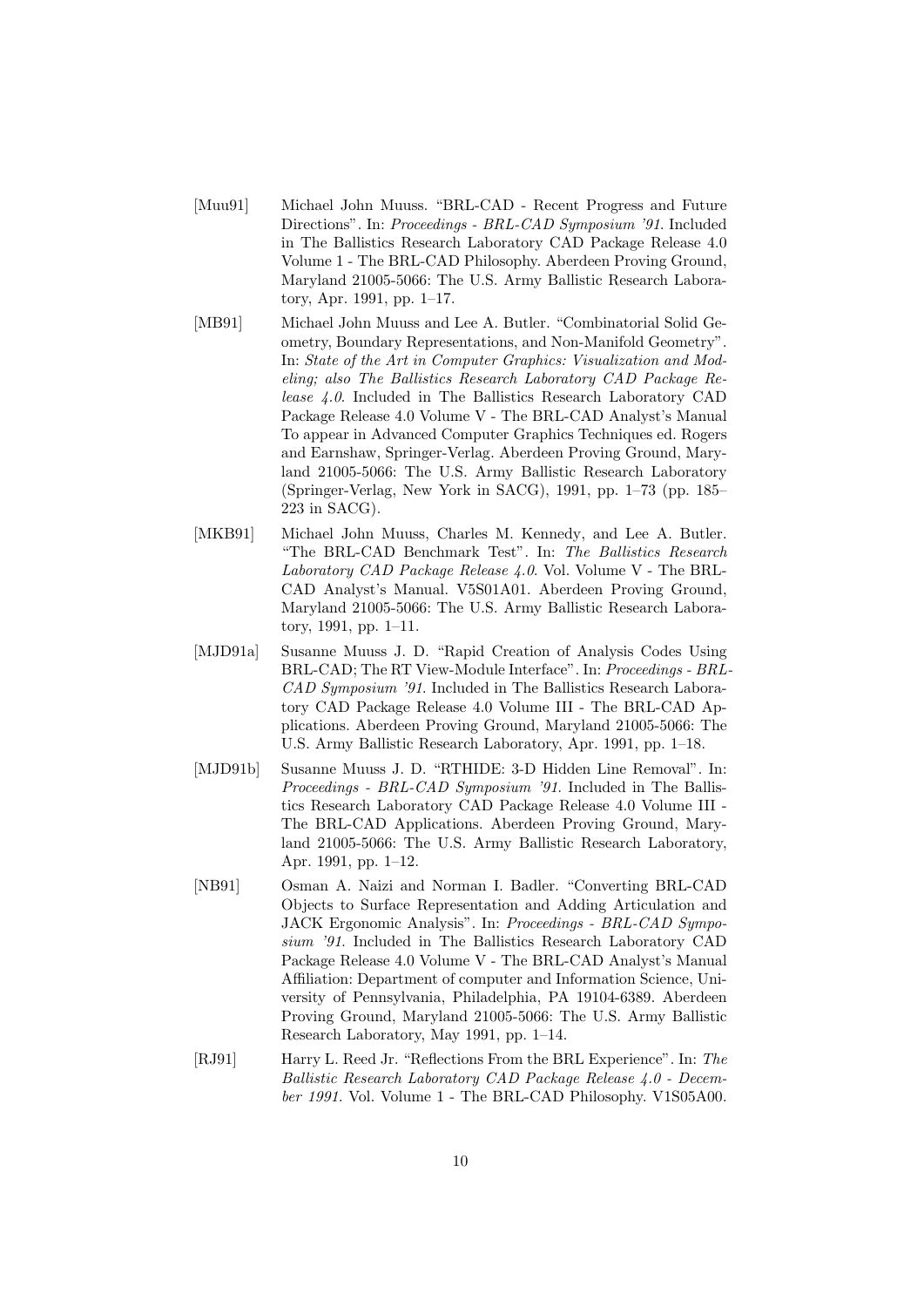[Muu91] Michael John Muuss. "BRL-CAD - Recent Progress and Future Directions". In: *Proceedings - BRL-CAD Symposium '91*. Included in The Ballistics Research Laboratory CAD Package Release 4.0 Volume 1 - The BRL-CAD Philosophy. Aberdeen Proving Ground, Maryland 21005-5066: The U.S. Army Ballistic Research Laboratory, Apr. 1991, pp. 1–17.

[MB91] Michael John Muuss and Lee A. Butler. "Combinatorial Solid Geometry, Boundary Representations, and Non-Manifold Geometry". In: *State of the Art in Computer Graphics: Visualization and Modeling; also The Ballistics Research Laboratory CAD Package Release 4.0*. Included in The Ballistics Research Laboratory CAD Package Release 4.0 Volume V - The BRL-CAD Analyst's Manual To appear in Advanced Computer Graphics Techniques ed. Rogers and Earnshaw, Springer-Verlag. Aberdeen Proving Ground, Maryland 21005-5066: The U.S. Army Ballistic Research Laboratory (Springer-Verlag, New York in SACG), 1991, pp. 1–73 (pp. 185–223 in SACG).

[MKB91] Michael John Muuss, Charles M. Kennedy, and Lee A. Butler. "The BRL-CAD Benchmark Test". In: *The Ballistics Research Laboratory CAD Package Release 4.0*. Vol. Volume V - The BRL-CAD Analyst's Manual. V5S01A01. Aberdeen Proving Ground, Maryland 21005-5066: The U.S. Army Ballistic Research Laboratory, 1991, pp. 1–11.

[MJD91a] Susanne Muuss J. D. "Rapid Creation of Analysis Codes Using BRL-CAD; The RT View-Module Interface". In: *Proceedings - BRL-CAD Symposium '91*. Included in The Ballistics Research Laboratory CAD Package Release 4.0 Volume III - The BRL-CAD Applications. Aberdeen Proving Ground, Maryland 21005-5066: The U.S. Army Ballistic Research Laboratory, Apr. 1991, pp. 1–18.

[MJD91b] Susanne Muuss J. D. "RTHIDE: 3-D Hidden Line Removal". In: *Proceedings - BRL-CAD Symposium '91*. Included in The Ballistics Research Laboratory CAD Package Release 4.0 Volume III - The BRL-CAD Applications. Aberdeen Proving Ground, Maryland 21005-5066: The U.S. Army Ballistic Research Laboratory, Apr. 1991, pp. 1–12.

[NB91] Osman A. Naizi and Norman I. Badler. "Converting BRL-CAD Objects to Surface Representation and Adding Articulation and JACK Ergonomic Analysis". In: *Proceedings - BRL-CAD Symposium '91*. Included in The Ballistics Research Laboratory CAD Package Release 4.0 Volume V - The BRL-CAD Analyst's Manual Affiliation: Department of computer and Information Science, University of Pennsylvania, Philadelphia, PA 19104-6389. Aberdeen Proving Ground, Maryland 21005-5066: The U.S. Army Ballistic Research Laboratory, May 1991, pp. 1–14.

[RJ91] Harry L. Reed Jr. "Reflections From the BRL Experience". In: *The Ballistic Research Laboratory CAD Package Release 4.0 - December 1991*. Vol. Volume 1 - The BRL-CAD Philosophy. V1S05A00.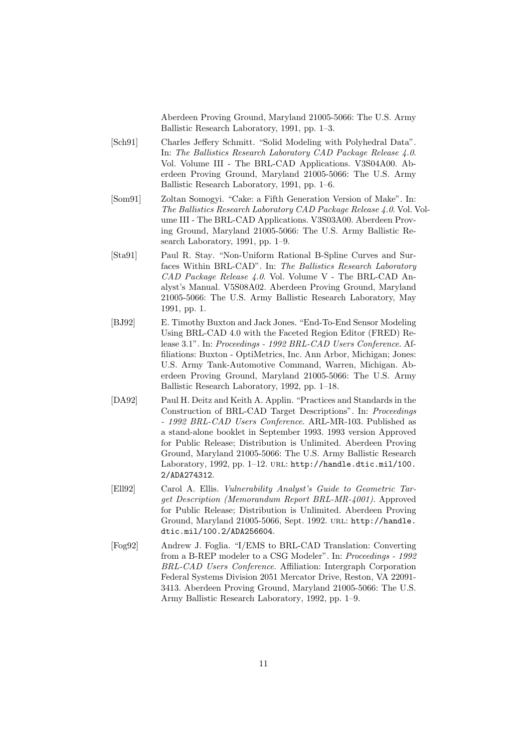Aberdeen Proving Ground, Maryland 21005-5066: The U.S. Army Ballistic Research Laboratory, 1991, pp. 1–3.

[Sch91] Charles Jeffery Schmitt. "Solid Modeling with Polyhedral Data". In: *The Ballistics Research Laboratory CAD Package Release 4.0*. Vol. Volume III - The BRL-CAD Applications. V3S04A00. Aberdeen Proving Ground, Maryland 21005-5066: The U.S. Army Ballistic Research Laboratory, 1991, pp. 1–6.

[Som91] Zoltan Somogyi. "Cake: a Fifth Generation Version of Make". In: *The Ballistics Research Laboratory CAD Package Release 4.0*. Vol. Volume III - The BRL-CAD Applications. V3S03A00. Aberdeen Proving Ground, Maryland 21005-5066: The U.S. Army Ballistic Research Laboratory, 1991, pp. 1–9.

[Sta91] Paul R. Stay. "Non-Uniform Rational B-Spline Curves and Surfaces Within BRL-CAD". In: *The Ballistics Research Laboratory CAD Package Release 4.0*. Vol. Volume V - The BRL-CAD Analyst's Manual. V5S08A02. Aberdeen Proving Ground, Maryland 21005-5066: The U.S. Army Ballistic Research Laboratory, May 1991, pp. 1.

[BJ92] E. Timothy Buxton and Jack Jones. "End-To-End Sensor Modeling Using BRL-CAD 4.0 with the Faceted Region Editor (FRED) Release 3.1". In: *Proceedings - 1992 BRL-CAD Users Conference*. Affiliations: Buxton - OptiMetrics, Inc. Ann Arbor, Michigan; Jones: U.S. Army Tank-Automotive Command, Warren, Michigan. Aberdeen Proving Ground, Maryland 21005-5066: The U.S. Army Ballistic Research Laboratory, 1992, pp. 1–18.

[DA92] Paul H. Deitz and Keith A. Applin. "Practices and Standards in the Construction of BRL-CAD Target Descriptions". In: *Proceedings - 1992 BRL-CAD Users Conference*. ARL-MR-103. Published as a stand-alone booklet in September 1993. 1993 version Approved for Public Release; Distribution is Unlimited. Aberdeen Proving Ground, Maryland 21005-5066: The U.S. Army Ballistic Research Laboratory, 1992, pp. 1–12. URL: http://handle.dtic.mil/100.2/ADA274312.

[Ell92] Carol A. Ellis. *Vulnerability Analyst's Guide to Geometric Target Description (Memorandum Report BRL-MR-4001)*. Approved for Public Release; Distribution is Unlimited. Aberdeen Proving Ground, Maryland 21005-5066, Sept. 1992. URL: http://handle.dtic.mil/100.2/ADA256604.

[Fog92] Andrew J. Foglia. "I/EMS to BRL-CAD Translation: Converting from a B-REP modeler to a CSG Modeler". In: *Proceedings - 1992 BRL-CAD Users Conference*. Affiliation: Intergraph Corporation Federal Systems Division 2051 Mercator Drive, Reston, VA 22091-3413. Aberdeen Proving Ground, Maryland 21005-5066: The U.S. Army Ballistic Research Laboratory, 1992, pp. 1–9.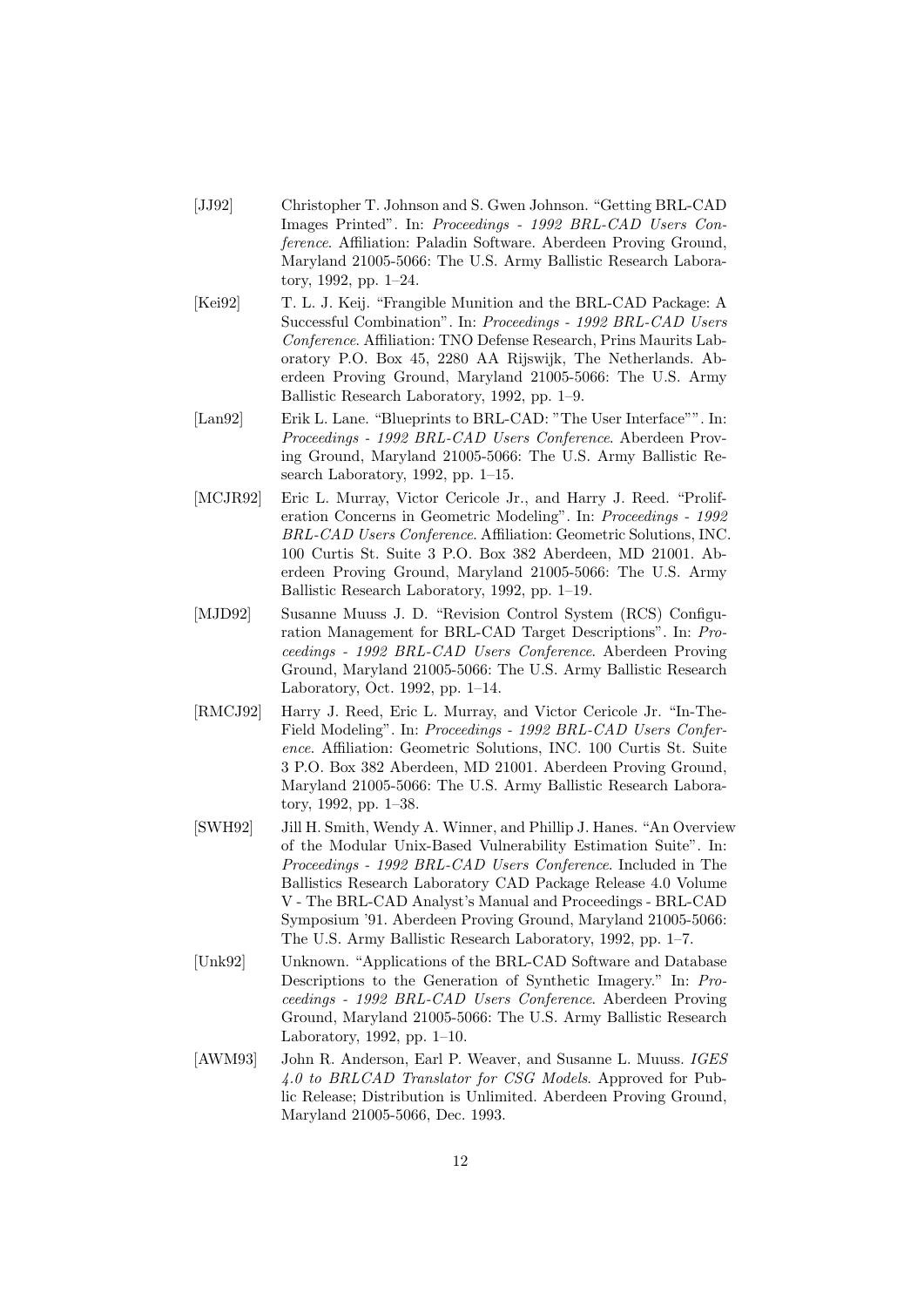[JJ92] Christopher T. Johnson and S. Gwen Johnson. "Getting BRL-CAD Images Printed". In: *Proceedings - 1992 BRL-CAD Users Conference*. Affiliation: Paladin Software. Aberdeen Proving Ground, Maryland 21005-5066: The U.S. Army Ballistic Research Laboratory, 1992, pp. 1–24.

[Kei92] T. L. J. Keij. "Frangible Munition and the BRL-CAD Package: A Successful Combination". In: *Proceedings - 1992 BRL-CAD Users Conference*. Affiliation: TNO Defense Research, Prins Maurits Laboratory P.O. Box 45, 2280 AA Rijswijk, The Netherlands. Aberdeen Proving Ground, Maryland 21005-5066: The U.S. Army Ballistic Research Laboratory, 1992, pp. 1–9.

[Lan92] Erik L. Lane. "Blueprints to BRL-CAD: "The User Interface"". In: *Proceedings - 1992 BRL-CAD Users Conference*. Aberdeen Proving Ground, Maryland 21005-5066: The U.S. Army Ballistic Research Laboratory, 1992, pp. 1–15.

[MCJR92] Eric L. Murray, Victor Cericole Jr., and Harry J. Reed. "Proliferation Concerns in Geometric Modeling". In: *Proceedings - 1992 BRL-CAD Users Conference*. Affiliation: Geometric Solutions, INC. 100 Curtis St. Suite 3 P.O. Box 382 Aberdeen, MD 21001. Aberdeen Proving Ground, Maryland 21005-5066: The U.S. Army Ballistic Research Laboratory, 1992, pp. 1–19.

[MJD92] Susanne Muuss J. D. "Revision Control System (RCS) Configuration Management for BRL-CAD Target Descriptions". In: *Proceedings - 1992 BRL-CAD Users Conference*. Aberdeen Proving Ground, Maryland 21005-5066: The U.S. Army Ballistic Research Laboratory, Oct. 1992, pp. 1–14.

[RMCJ92] Harry J. Reed, Eric L. Murray, and Victor Cericole Jr. "In-The-Field Modeling". In: *Proceedings - 1992 BRL-CAD Users Conference*. Affiliation: Geometric Solutions, INC. 100 Curtis St. Suite 3 P.O. Box 382 Aberdeen, MD 21001. Aberdeen Proving Ground, Maryland 21005-5066: The U.S. Army Ballistic Research Laboratory, 1992, pp. 1–38.

[SWH92] Jill H. Smith, Wendy A. Winner, and Phillip J. Hanes. "An Overview of the Modular Unix-Based Vulnerability Estimation Suite". In: *Proceedings - 1992 BRL-CAD Users Conference*. Included in The Ballistics Research Laboratory CAD Package Release 4.0 Volume V - The BRL-CAD Analyst's Manual and Proceedings - BRL-CAD Symposium '91. Aberdeen Proving Ground, Maryland 21005-5066: The U.S. Army Ballistic Research Laboratory, 1992, pp. 1–7.

[Unk92] Unknown. "Applications of the BRL-CAD Software and Database Descriptions to the Generation of Synthetic Imagery." In: *Proceedings - 1992 BRL-CAD Users Conference*. Aberdeen Proving Ground, Maryland 21005-5066: The U.S. Army Ballistic Research Laboratory, 1992, pp. 1–10.

[AWM93] John R. Anderson, Earl P. Weaver, and Susanne L. Muuss. *IGES 4.0 to BRLCAD Translator for CSG Models*. Approved for Public Release; Distribution is Unlimited. Aberdeen Proving Ground, Maryland 21005-5066, Dec. 1993.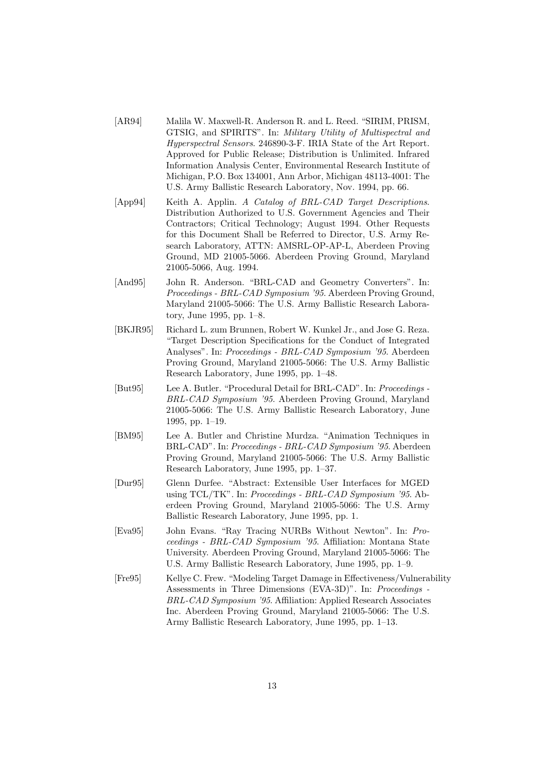[AR94] Malila W. Maxwell-R. Anderson R. and L. Reed. "SIRIM, PRISM, GTSIG, and SPIRITS". In: *Military Utility of Multispectral and Hyperspectral Sensors*. 246890-3-F. IRIA State of the Art Report. Approved for Public Release; Distribution is Unlimited. Infrared Information Analysis Center, Environmental Research Institute of Michigan, P.O. Box 134001, Ann Arbor, Michigan 48113-4001: The U.S. Army Ballistic Research Laboratory, Nov. 1994, pp. 66.

[App94] Keith A. Applin. *A Catalog of BRL-CAD Target Descriptions*. Distribution Authorized to U.S. Government Agencies and Their Contractors; Critical Technology; August 1994. Other Requests for this Document Shall be Referred to Director, U.S. Army Research Laboratory, ATTN: AMSRL-OP-AP-L, Aberdeen Proving Ground, MD 21005-5066. Aberdeen Proving Ground, Maryland 21005-5066, Aug. 1994.

[And95] John R. Anderson. "BRL-CAD and Geometry Converters". In: *Proceedings - BRL-CAD Symposium '95*. Aberdeen Proving Ground, Maryland 21005-5066: The U.S. Army Ballistic Research Laboratory, June 1995, pp. 1–8.

[BKJR95] Richard L. zum Brunnen, Robert W. Kunkel Jr., and Jose G. Reza. "Target Description Specifications for the Conduct of Integrated Analyses". In: *Proceedings - BRL-CAD Symposium '95*. Aberdeen Proving Ground, Maryland 21005-5066: The U.S. Army Ballistic Research Laboratory, June 1995, pp. 1–48.

[But95] Lee A. Butler. "Procedural Detail for BRL-CAD". In: *Proceedings - BRL-CAD Symposium '95*. Aberdeen Proving Ground, Maryland 21005-5066: The U.S. Army Ballistic Research Laboratory, June 1995, pp. 1–19.

[BM95] Lee A. Butler and Christine Murdza. "Animation Techniques in BRL-CAD". In: *Proceedings - BRL-CAD Symposium '95*. Aberdeen Proving Ground, Maryland 21005-5066: The U.S. Army Ballistic Research Laboratory, June 1995, pp. 1–37.

[Dur95] Glenn Durfee. "Abstract: Extensible User Interfaces for MGED using TCL/TK". In: *Proceedings - BRL-CAD Symposium '95*. Aberdeen Proving Ground, Maryland 21005-5066: The U.S. Army Ballistic Research Laboratory, June 1995, pp. 1.

[Eva95] John Evans. "Ray Tracing NURBs Without Newton". In: *Proceedings - BRL-CAD Symposium '95*. Affiliation: Montana State University. Aberdeen Proving Ground, Maryland 21005-5066: The U.S. Army Ballistic Research Laboratory, June 1995, pp. 1–9.

[Fre95] Kellye C. Frew. "Modeling Target Damage in Effectiveness/Vulnerability Assessments in Three Dimensions (EVA-3D)". In: *Proceedings - BRL-CAD Symposium '95*. Affiliation: Applied Research Associates Inc. Aberdeen Proving Ground, Maryland 21005-5066: The U.S. Army Ballistic Research Laboratory, June 1995, pp. 1–13.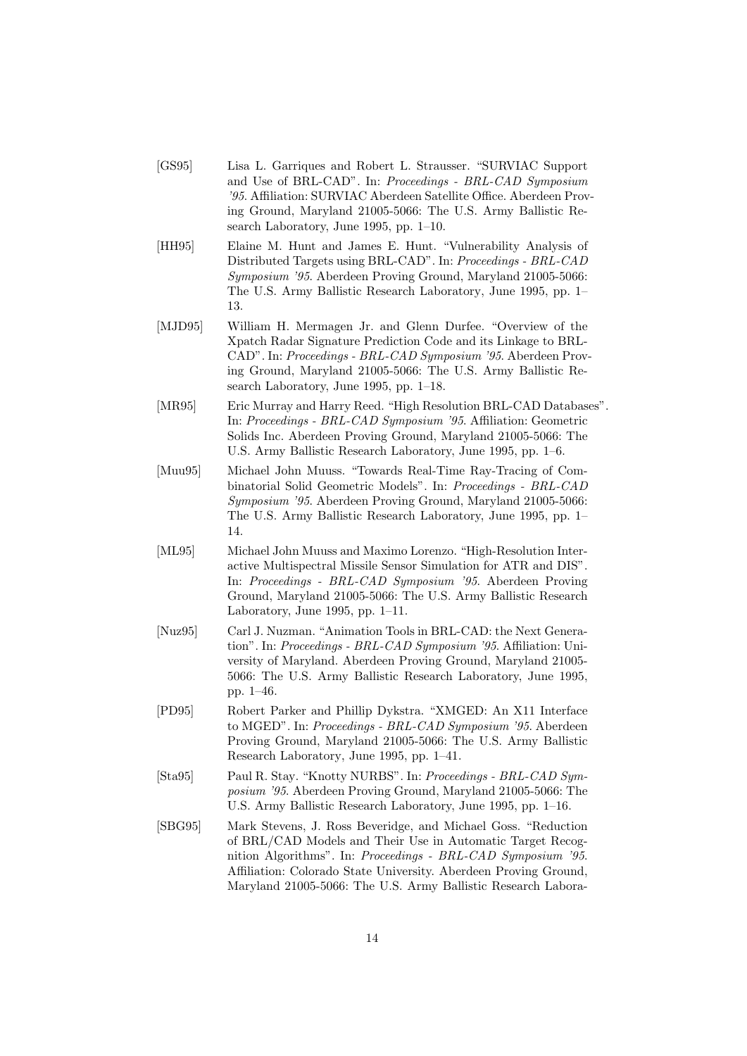[GS95] Lisa L. Garriques and Robert L. Strausser. "SURVIAC Support and Use of BRL-CAD". In: *Proceedings - BRL-CAD Symposium '95*. Affiliation: SURVIAC Aberdeen Satellite Office. Aberdeen Proving Ground, Maryland 21005-5066: The U.S. Army Ballistic Research Laboratory, June 1995, pp. 1–10.

[HH95] Elaine M. Hunt and James E. Hunt. "Vulnerability Analysis of Distributed Targets using BRL-CAD". In: *Proceedings - BRL-CAD Symposium '95*. Aberdeen Proving Ground, Maryland 21005-5066: The U.S. Army Ballistic Research Laboratory, June 1995, pp. 1–13.

[MJD95] William H. Mermagen Jr. and Glenn Durfee. "Overview of the Xpatch Radar Signature Prediction Code and its Linkage to BRL-CAD". In: *Proceedings - BRL-CAD Symposium '95*. Aberdeen Proving Ground, Maryland 21005-5066: The U.S. Army Ballistic Research Laboratory, June 1995, pp. 1–18.

[MR95] Eric Murray and Harry Reed. "High Resolution BRL-CAD Databases". In: *Proceedings - BRL-CAD Symposium '95*. Affiliation: Geometric Solids Inc. Aberdeen Proving Ground, Maryland 21005-5066: The U.S. Army Ballistic Research Laboratory, June 1995, pp. 1–6.

[Muu95] Michael John Muuss. "Towards Real-Time Ray-Tracing of Combinatorial Solid Geometric Models". In: *Proceedings - BRL-CAD Symposium '95*. Aberdeen Proving Ground, Maryland 21005-5066: The U.S. Army Ballistic Research Laboratory, June 1995, pp. 1–14.

[ML95] Michael John Muuss and Maximo Lorenzo. "High-Resolution Interactive Multispectral Missile Sensor Simulation for ATR and DIS". In: *Proceedings - BRL-CAD Symposium '95*. Aberdeen Proving Ground, Maryland 21005-5066: The U.S. Army Ballistic Research Laboratory, June 1995, pp. 1–11.

[Nuz95] Carl J. Nuzman. "Animation Tools in BRL-CAD: the Next Generation". In: *Proceedings - BRL-CAD Symposium '95*. Affiliation: University of Maryland. Aberdeen Proving Ground, Maryland 21005-5066: The U.S. Army Ballistic Research Laboratory, June 1995, pp. 1–46.

[PD95] Robert Parker and Phillip Dykstra. "XMGED: An X11 Interface to MGED". In: *Proceedings - BRL-CAD Symposium '95*. Aberdeen Proving Ground, Maryland 21005-5066: The U.S. Army Ballistic Research Laboratory, June 1995, pp. 1–41.

[Sta95] Paul R. Stay. "Knotty NURBS". In: *Proceedings - BRL-CAD Symposium '95*. Aberdeen Proving Ground, Maryland 21005-5066: The U.S. Army Ballistic Research Laboratory, June 1995, pp. 1–16.

[SBG95] Mark Stevens, J. Ross Beveridge, and Michael Goss. "Reduction of BRL/CAD Models and Their Use in Automatic Target Recognition Algorithms". In: *Proceedings - BRL-CAD Symposium '95*. Affiliation: Colorado State University. Aberdeen Proving Ground, Maryland 21005-5066: The U.S. Army Ballistic Research Labora-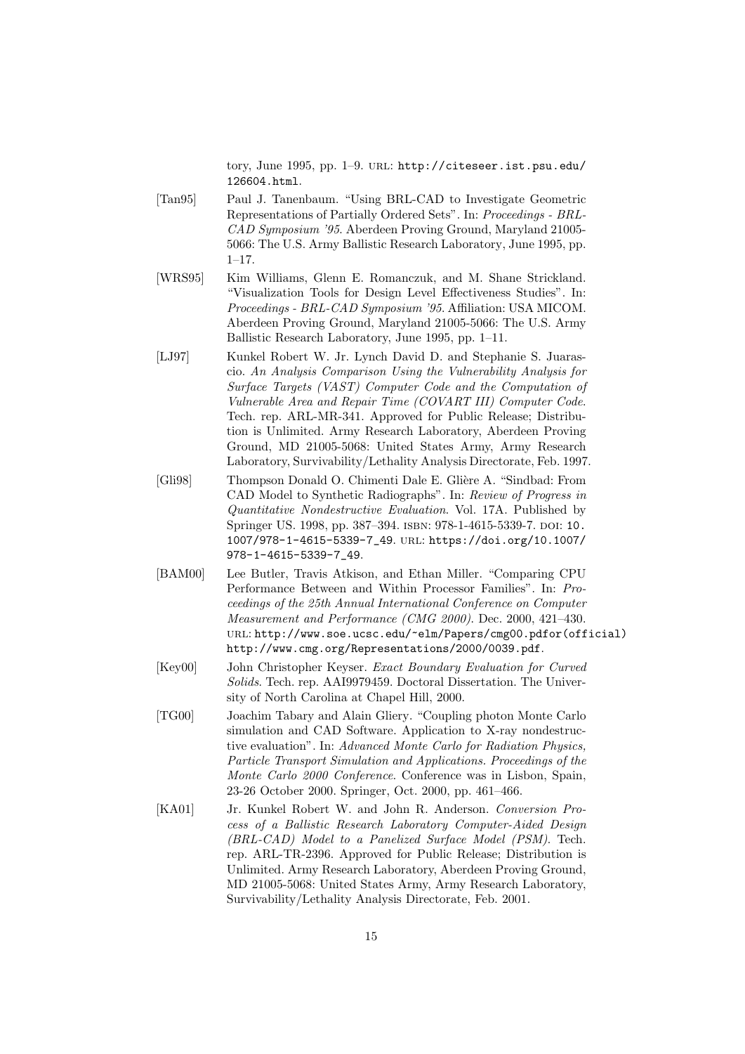tory, June 1995, pp. 1–9. URL: http://citeseer.ist.psu.edu/126604.html.

[Tan95] Paul J. Tanenbaum. "Using BRL-CAD to Investigate Geometric Representations of Partially Ordered Sets". In: *Proceedings - BRL-CAD Symposium '95*. Aberdeen Proving Ground, Maryland 21005-5066: The U.S. Army Ballistic Research Laboratory, June 1995, pp. 1–17.

[WRS95] Kim Williams, Glenn E. Romanczuk, and M. Shane Strickland. "Visualization Tools for Design Level Effectiveness Studies". In: *Proceedings - BRL-CAD Symposium '95*. Affiliation: USA MICOM. Aberdeen Proving Ground, Maryland 21005-5066: The U.S. Army Ballistic Research Laboratory, June 1995, pp. 1–11.

[LJ97] Kunkel Robert W. Jr. Lynch David D. and Stephanie S. Juarascio. *An Analysis Comparison Using the Vulnerability Analysis for Surface Targets (VAST) Computer Code and the Computation of Vulnerable Area and Repair Time (COVART III) Computer Code*. Tech. rep. ARL-MR-341. Approved for Public Release; Distribution is Unlimited. Army Research Laboratory, Aberdeen Proving Ground, MD 21005-5068: United States Army, Army Research Laboratory, Survivability/Lethality Analysis Directorate, Feb. 1997.

[Gli98] Thompson Donald O. Chimenti Dale E. Glière A. "Sindbad: From CAD Model to Synthetic Radiographs". In: *Review of Progress in Quantitative Nondestructive Evaluation*. Vol. 17A. Published by Springer US. 1998, pp. 387–394. ISBN: 978-1-4615-5339-7. DOI: 10.1007/978-1-4615-5339-7_49. URL: https://doi.org/10.1007/978-1-4615-5339-7_49.

[BAM00] Lee Butler, Travis Atkison, and Ethan Miller. "Comparing CPU Performance Between and Within Processor Families". In: *Proceedings of the 25th Annual International Conference on Computer Measurement and Performance (CMG 2000)*. Dec. 2000, 421–430. URL: http://www.soe.ucsc.edu/~elm/Papers/cmg00.pdfor(official) http://www.cmg.org/Representations/2000/0039.pdf.

[Key00] John Christopher Keyser. *Exact Boundary Evaluation for Curved Solids*. Tech. rep. AAI9979459. Doctoral Dissertation. The University of North Carolina at Chapel Hill, 2000.

[TG00] Joachim Tabary and Alain Gliery. "Coupling photon Monte Carlo simulation and CAD Software. Application to X-ray nondestructive evaluation". In: *Advanced Monte Carlo for Radiation Physics, Particle Transport Simulation and Applications. Proceedings of the Monte Carlo 2000 Conference*. Conference was in Lisbon, Spain, 23-26 October 2000. Springer, Oct. 2000, pp. 461–466.

[KA01] Jr. Kunkel Robert W. and John R. Anderson. *Conversion Process of a Ballistic Research Laboratory Computer-Aided Design (BRL-CAD) Model to a Panelized Surface Model (PSM)*. Tech. rep. ARL-TR-2396. Approved for Public Release; Distribution is Unlimited. Army Research Laboratory, Aberdeen Proving Ground, MD 21005-5068: United States Army, Army Research Laboratory, Survivability/Lethality Analysis Directorate, Feb. 2001.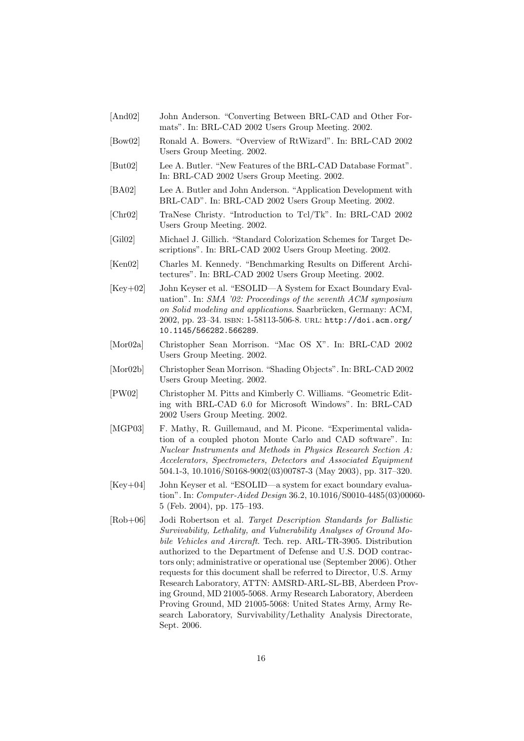[And02] John Anderson. "Converting Between BRL-CAD and Other Formats". In: BRL-CAD 2002 Users Group Meeting. 2002.

[Bow02] Ronald A. Bowers. "Overview of RtWizard". In: BRL-CAD 2002 Users Group Meeting. 2002.

[But02] Lee A. Butler. "New Features of the BRL-CAD Database Format". In: BRL-CAD 2002 Users Group Meeting. 2002.

[BA02] Lee A. Butler and John Anderson. "Application Development with BRL-CAD". In: BRL-CAD 2002 Users Group Meeting. 2002.

[Chr02] TraNese Christy. "Introduction to Tcl/Tk". In: BRL-CAD 2002 Users Group Meeting. 2002.

[Gil02] Michael J. Gillich. "Standard Colorization Schemes for Target Descriptions". In: BRL-CAD 2002 Users Group Meeting. 2002.

[Ken02] Charles M. Kennedy. "Benchmarking Results on Different Architectures". In: BRL-CAD 2002 Users Group Meeting. 2002.

[Key+02] John Keyser et al. "ESOLID—A System for Exact Boundary Evaluation". In: *SMA '02: Proceedings of the seventh ACM symposium on Solid modeling and applications*. Saarbrücken, Germany: ACM, 2002, pp. 23–34. ISBN: 1-58113-506-8. URL: http://doi.acm.org/10.1145/566282.566289.

[Mor02a] Christopher Sean Morrison. "Mac OS X". In: BRL-CAD 2002 Users Group Meeting. 2002.

[Mor02b] Christopher Sean Morrison. "Shading Objects". In: BRL-CAD 2002 Users Group Meeting. 2002.

[PW02] Christopher M. Pitts and Kimberly C. Williams. "Geometric Editing with BRL-CAD 6.0 for Microsoft Windows". In: BRL-CAD 2002 Users Group Meeting. 2002.

[MGP03] F. Mathy, R. Guillemaud, and M. Picone. "Experimental validation of a coupled photon Monte Carlo and CAD software". In: *Nuclear Instruments and Methods in Physics Research Section A: Accelerators, Spectrometers, Detectors and Associated Equipment* 504.1-3, 10.1016/S0168-9002(03)00787-3 (May 2003), pp. 317–320.

[Key+04] John Keyser et al. "ESOLID—a system for exact boundary evaluation". In: *Computer-Aided Design* 36.2, 10.1016/S0010-4485(03)00060-5 (Feb. 2004), pp. 175–193.

[Rob+06] Jodi Robertson et al. *Target Description Standards for Ballistic Survivability, Lethality, and Vulnerability Analyses of Ground Mobile Vehicles and Aircraft*. Tech. rep. ARL-TR-3905. Distribution authorized to the Department of Defense and U.S. DOD contractors only; administrative or operational use (September 2006). Other requests for this document shall be referred to Director, U.S. Army Research Laboratory, ATTN: AMSRD-ARL-SL-BB, Aberdeen Proving Ground, MD 21005-5068. Army Research Laboratory, Aberdeen Proving Ground, MD 21005-5068: United States Army, Army Research Laboratory, Survivability/Lethality Analysis Directorate, Sept. 2006.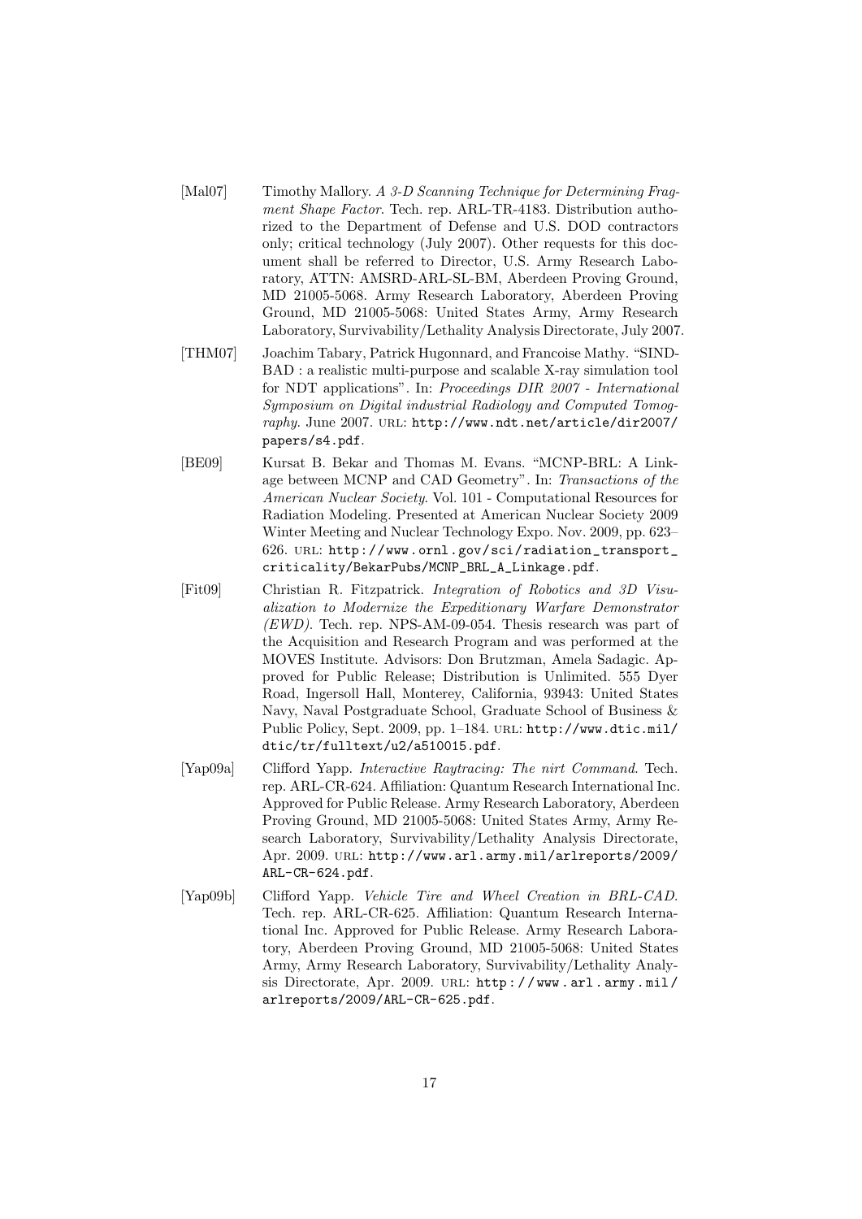[Mal07] Timothy Mallory. *A 3-D Scanning Technique for Determining Fragment Shape Factor*. Tech. rep. ARL-TR-4183. Distribution authorized to the Department of Defense and U.S. DOD contractors only; critical technology (July 2007). Other requests for this document shall be referred to Director, U.S. Army Research Laboratory, ATTN: AMSRD-ARL-SL-BM, Aberdeen Proving Ground, MD 21005-5068. Army Research Laboratory, Aberdeen Proving Ground, MD 21005-5068: United States Army, Army Research Laboratory, Survivability/Lethality Analysis Directorate, July 2007.

[THM07] Joachim Tabary, Patrick Hugonnard, and Francoise Mathy. "SINDBAD : a realistic multi-purpose and scalable X-ray simulation tool for NDT applications". In: *Proceedings DIR 2007 - International Symposium on Digital industrial Radiology and Computed Tomography*. June 2007. URL: `http://www.ndt.net/article/dir2007/papers/s4.pdf`.

[BE09] Kursat B. Bekar and Thomas M. Evans. "MCNP-BRL: A Linkage between MCNP and CAD Geometry". In: *Transactions of the American Nuclear Society*. Vol. 101 - Computational Resources for Radiation Modeling. Presented at American Nuclear Society 2009 Winter Meeting and Nuclear Technology Expo. Nov. 2009, pp. 623–626. URL: `http://www.ornl.gov/sci/radiation_transport_criticality/BekarPubs/MCNP_BRL_A_Linkage.pdf`.

[Fit09] Christian R. Fitzpatrick. *Integration of Robotics and 3D Visualization to Modernize the Expeditionary Warfare Demonstrator (EWD)*. Tech. rep. NPS-AM-09-054. Thesis research was part of the Acquisition and Research Program and was performed at the MOVES Institute. Advisors: Don Brutzman, Amela Sadagic. Approved for Public Release; Distribution is Unlimited. 555 Dyer Road, Ingersoll Hall, Monterey, California, 93943: United States Navy, Naval Postgraduate School, Graduate School of Business & Public Policy, Sept. 2009, pp. 1–184. URL: `http://www.dtic.mil/dtic/tr/fulltext/u2/a510015.pdf`.

[Yap09a] Clifford Yapp. *Interactive Raytracing: The nirt Command*. Tech. rep. ARL-CR-624. Affiliation: Quantum Research International Inc. Approved for Public Release. Army Research Laboratory, Aberdeen Proving Ground, MD 21005-5068: United States Army, Army Research Laboratory, Survivability/Lethality Analysis Directorate, Apr. 2009. URL: `http://www.arl.army.mil/arlreports/2009/ARL-CR-624.pdf`.

[Yap09b] Clifford Yapp. *Vehicle Tire and Wheel Creation in BRL-CAD*. Tech. rep. ARL-CR-625. Affiliation: Quantum Research International Inc. Approved for Public Release. Army Research Laboratory, Aberdeen Proving Ground, MD 21005-5068: United States Army, Army Research Laboratory, Survivability/Lethality Analysis Directorate, Apr. 2009. URL: `http://www.arl.army.mil/arlreports/2009/ARL-CR-625.pdf`.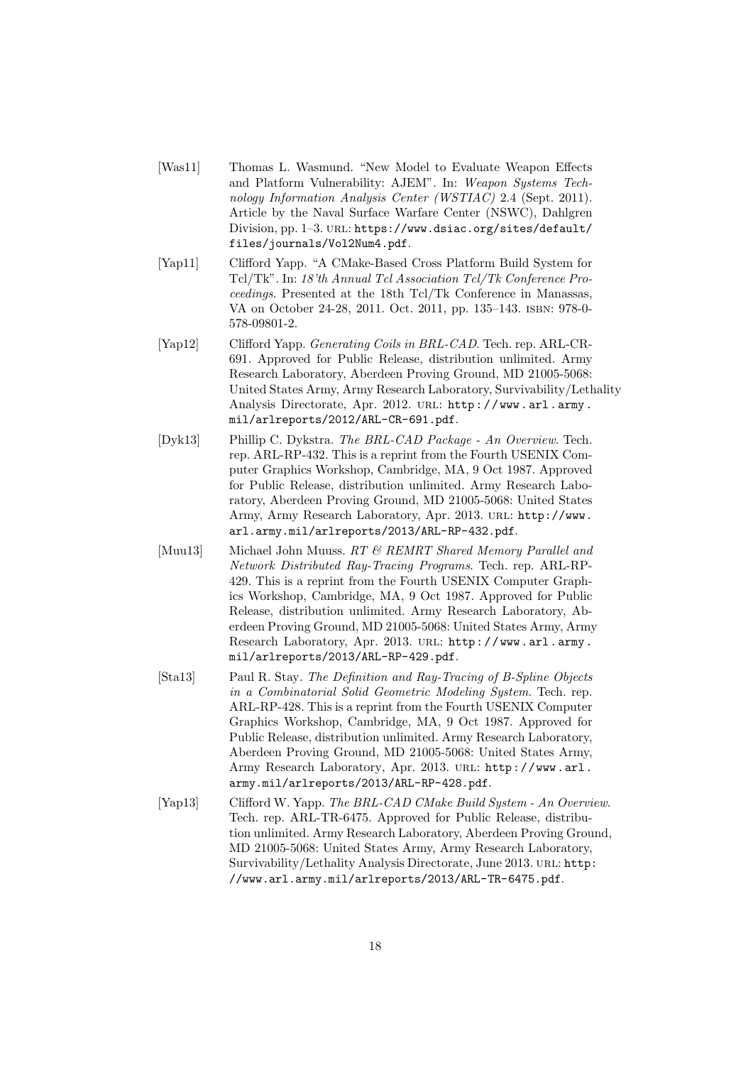[Was11] Thomas L. Wasmund. "New Model to Evaluate Weapon Effects and Platform Vulnerability: AJEM". In: *Weapon Systems Technology Information Analysis Center (WSTIAC)* 2.4 (Sept. 2011). Article by the Naval Surface Warfare Center (NSWC), Dahlgren Division, pp. 1–3. URL: `https://www.dsiac.org/sites/default/files/journals/Vol2Num4.pdf`.

[Yap11] Clifford Yapp. "A CMake-Based Cross Platform Build System for Tcl/Tk". In: *18'th Annual Tcl Association Tcl/Tk Conference Proceedings*. Presented at the 18th Tcl/Tk Conference in Manassas, VA on October 24-28, 2011. Oct. 2011, pp. 135–143. ISBN: 978-0-578-09801-2.

[Yap12] Clifford Yapp. *Generating Coils in BRL-CAD*. Tech. rep. ARL-CR-691. Approved for Public Release, distribution unlimited. Army Research Laboratory, Aberdeen Proving Ground, MD 21005-5068: United States Army, Army Research Laboratory, Survivability/Lethality Analysis Directorate, Apr. 2012. URL: `http://www.arl.army.mil/arlreports/2012/ARL-CR-691.pdf`.

[Dyk13] Phillip C. Dykstra. *The BRL-CAD Package - An Overview*. Tech. rep. ARL-RP-432. This is a reprint from the Fourth USENIX Computer Graphics Workshop, Cambridge, MA, 9 Oct 1987. Approved for Public Release, distribution unlimited. Army Research Laboratory, Aberdeen Proving Ground, MD 21005-5068: United States Army, Army Research Laboratory, Apr. 2013. URL: `http://www.arl.army.mil/arlreports/2013/ARL-RP-432.pdf`.

[Muu13] Michael John Muuss. *RT & REMRT Shared Memory Parallel and Network Distributed Ray-Tracing Programs*. Tech. rep. ARL-RP-429. This is a reprint from the Fourth USENIX Computer Graphics Workshop, Cambridge, MA, 9 Oct 1987. Approved for Public Release, distribution unlimited. Army Research Laboratory, Aberdeen Proving Ground, MD 21005-5068: United States Army, Army Research Laboratory, Apr. 2013. URL: `http://www.arl.army.mil/arlreports/2013/ARL-RP-429.pdf`.

[Sta13] Paul R. Stay. *The Definition and Ray-Tracing of B-Spline Objects in a Combinatorial Solid Geometric Modeling System*. Tech. rep. ARL-RP-428. This is a reprint from the Fourth USENIX Computer Graphics Workshop, Cambridge, MA, 9 Oct 1987. Approved for Public Release, distribution unlimited. Army Research Laboratory, Aberdeen Proving Ground, MD 21005-5068: United States Army, Army Research Laboratory, Apr. 2013. URL: `http://www.arl.army.mil/arlreports/2013/ARL-RP-428.pdf`.

[Yap13] Clifford W. Yapp. *The BRL-CAD CMake Build System - An Overview*. Tech. rep. ARL-TR-6475. Approved for Public Release, distribution unlimited. Army Research Laboratory, Aberdeen Proving Ground, MD 21005-5068: United States Army, Army Research Laboratory, Survivability/Lethality Analysis Directorate, June 2013. URL: `http://www.arl.army.mil/arlreports/2013/ARL-TR-6475.pdf`.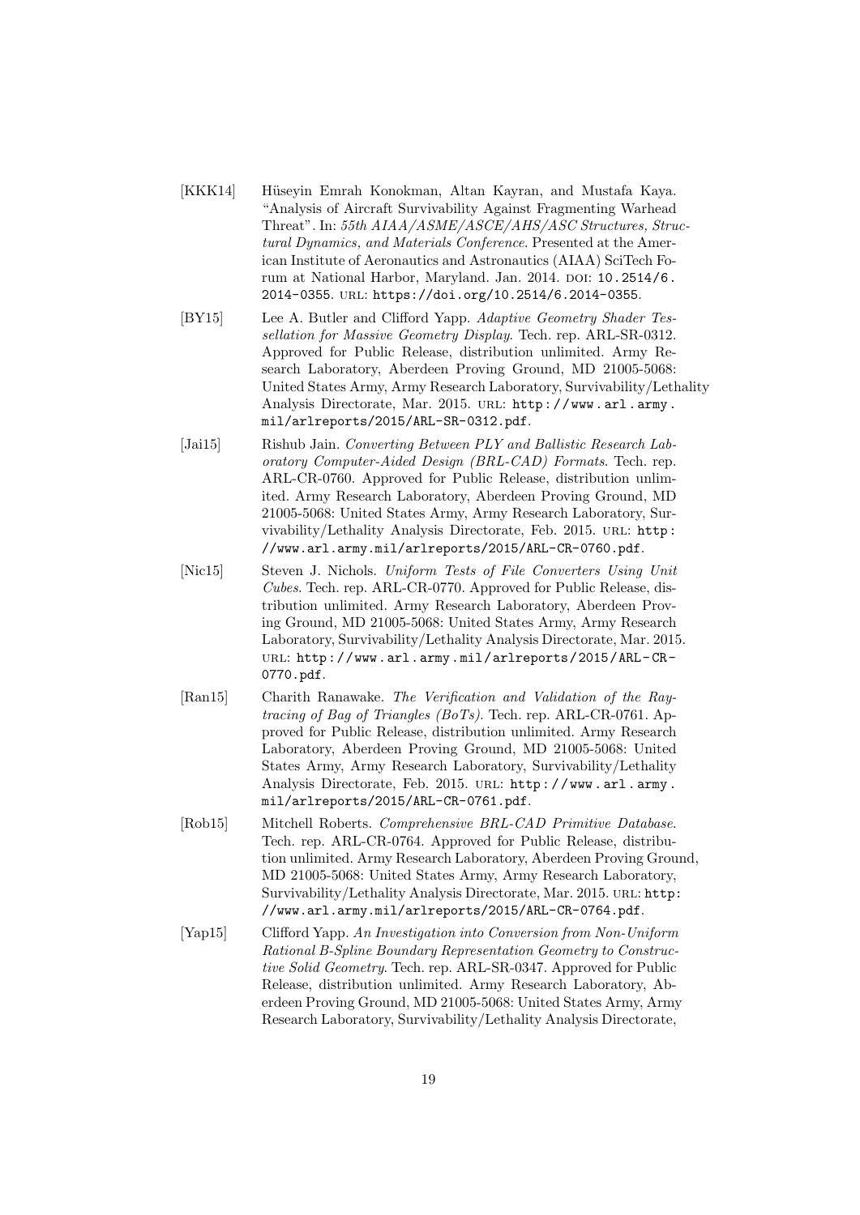- [KKK14] Hüseyin Emrah Konokman, Altan Kayran, and Mustafa Kaya. "Analysis of Aircraft Survivability Against Fragmenting Warhead Threat". In: *55th AIAA/ASME/ASCE/AHS/ASC Structures, Structural Dynamics, and Materials Conference*. Presented at the American Institute of Aeronautics and Astronautics (AIAA) SciTech Forum at National Harbor, Maryland. Jan. 2014. DOI: 10.2514/6.2014-0355. URL: https://doi.org/10.2514/6.2014-0355.
- [BY15] Lee A. Butler and Clifford Yapp. *Adaptive Geometry Shader Tessellation for Massive Geometry Display*. Tech. rep. ARL-SR-0312. Approved for Public Release, distribution unlimited. Army Research Laboratory, Aberdeen Proving Ground, MD 21005-5068: United States Army, Army Research Laboratory, Survivability/Lethality Analysis Directorate, Mar. 2015. URL: http://www.arl.army.mil/arlreports/2015/ARL-SR-0312.pdf.
- [Jai15] Rishub Jain. *Converting Between PLY and Ballistic Research Laboratory Computer-Aided Design (BRL-CAD) Formats*. Tech. rep. ARL-CR-0760. Approved for Public Release, distribution unlimited. Army Research Laboratory, Aberdeen Proving Ground, MD 21005-5068: United States Army, Army Research Laboratory, Survivability/Lethality Analysis Directorate, Feb. 2015. URL: http://www.arl.army.mil/arlreports/2015/ARL-CR-0760.pdf.
- [Nic15] Steven J. Nichols. *Uniform Tests of File Converters Using Unit Cubes*. Tech. rep. ARL-CR-0770. Approved for Public Release, distribution unlimited. Army Research Laboratory, Aberdeen Proving Ground, MD 21005-5068: United States Army, Army Research Laboratory, Survivability/Lethality Analysis Directorate, Mar. 2015. URL: http://www.arl.army.mil/arlreports/2015/ARL-CR-0770.pdf.
- [Ran15] Charith Ranawake. *The Verification and Validation of the Raytracing of Bag of Triangles (BoTs)*. Tech. rep. ARL-CR-0761. Approved for Public Release, distribution unlimited. Army Research Laboratory, Aberdeen Proving Ground, MD 21005-5068: United States Army, Army Research Laboratory, Survivability/Lethality Analysis Directorate, Feb. 2015. URL: http://www.arl.army.mil/arlreports/2015/ARL-CR-0761.pdf.
- [Rob15] Mitchell Roberts. *Comprehensive BRL-CAD Primitive Database*. Tech. rep. ARL-CR-0764. Approved for Public Release, distribution unlimited. Army Research Laboratory, Aberdeen Proving Ground, MD 21005-5068: United States Army, Army Research Laboratory, Survivability/Lethality Analysis Directorate, Mar. 2015. URL: http://www.arl.army.mil/arlreports/2015/ARL-CR-0764.pdf.
- [Yap15] Clifford Yapp. *An Investigation into Conversion from Non-Uniform Rational B-Spline Boundary Representation Geometry to Constructive Solid Geometry*. Tech. rep. ARL-SR-0347. Approved for Public Release, distribution unlimited. Army Research Laboratory, Aberdeen Proving Ground, MD 21005-5068: United States Army, Army Research Laboratory, Survivability/Lethality Analysis Directorate,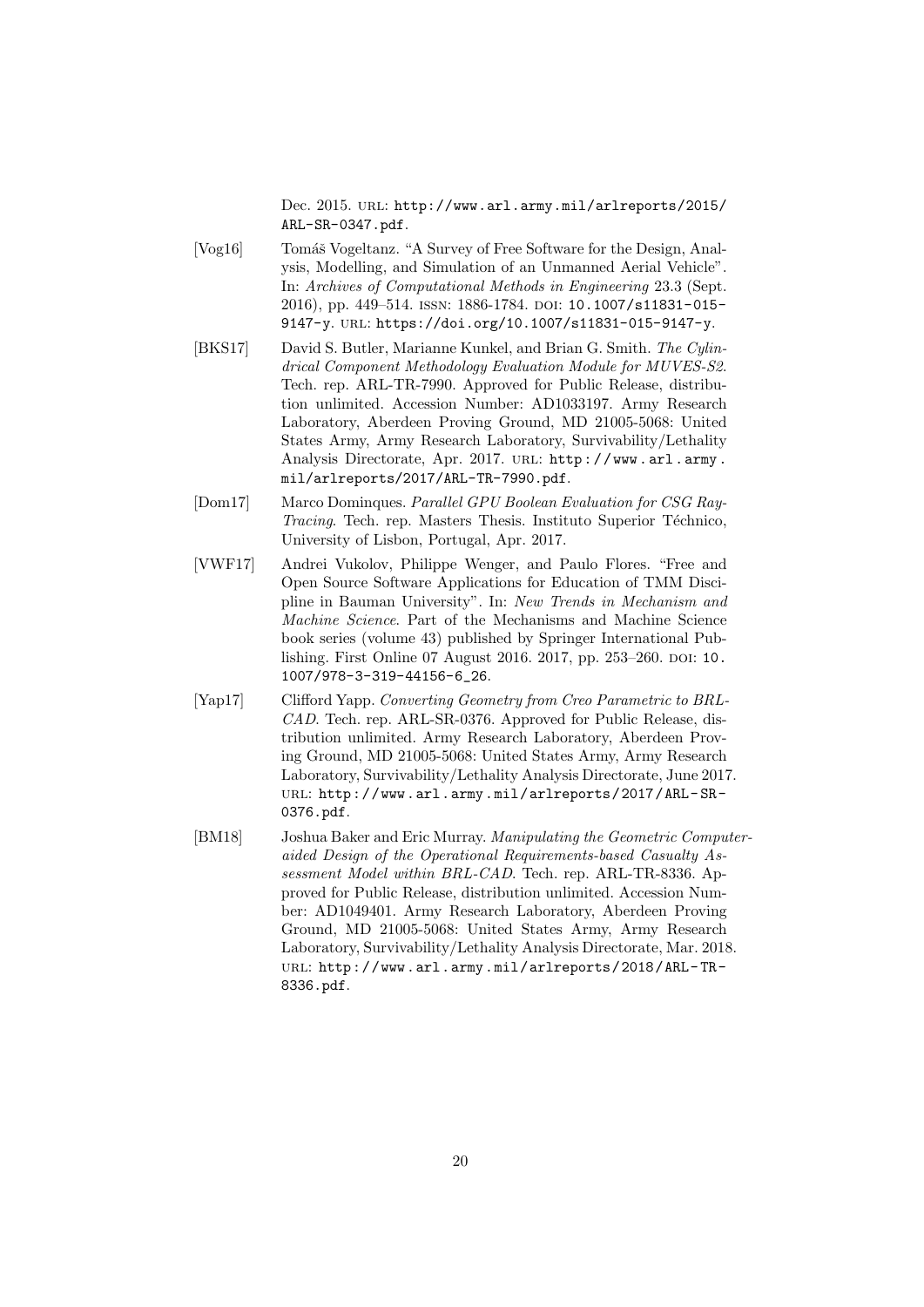Dec. 2015. URL: http://www.arl.army.mil/arlreports/2015/ARL-SR-0347.pdf.

[Vog16] Tomáš Vogeltanz. "A Survey of Free Software for the Design, Analysis, Modelling, and Simulation of an Unmanned Aerial Vehicle". In: *Archives of Computational Methods in Engineering* 23.3 (Sept. 2016), pp. 449–514. ISSN: 1886-1784. DOI: 10.1007/s11831-015-9147-y. URL: https://doi.org/10.1007/s11831-015-9147-y.

[BKS17] David S. Butler, Marianne Kunkel, and Brian G. Smith. *The Cylindrical Component Methodology Evaluation Module for MUVES-S2*. Tech. rep. ARL-TR-7990. Approved for Public Release, distribution unlimited. Accession Number: AD1033197. Army Research Laboratory, Aberdeen Proving Ground, MD 21005-5068: United States Army, Army Research Laboratory, Survivability/Lethality Analysis Directorate, Apr. 2017. URL: http://www.arl.army.mil/arlreports/2017/ARL-TR-7990.pdf.

[Dom17] Marco Dominques. *Parallel GPU Boolean Evaluation for CSG Ray-Tracing*. Tech. rep. Masters Thesis. Instituto Superior Téchnico, University of Lisbon, Portugal, Apr. 2017.

[VWF17] Andrei Vukolov, Philippe Wenger, and Paulo Flores. "Free and Open Source Software Applications for Education of TMM Discipline in Bauman University". In: *New Trends in Mechanism and Machine Science*. Part of the Mechanisms and Machine Science book series (volume 43) published by Springer International Publishing. First Online 07 August 2016. 2017, pp. 253–260. DOI: 10.1007/978-3-319-44156-6_26.

[Yap17] Clifford Yapp. *Converting Geometry from Creo Parametric to BRL-CAD*. Tech. rep. ARL-SR-0376. Approved for Public Release, distribution unlimited. Army Research Laboratory, Aberdeen Proving Ground, MD 21005-5068: United States Army, Army Research Laboratory, Survivability/Lethality Analysis Directorate, June 2017. URL: http://www.arl.army.mil/arlreports/2017/ARL-SR-0376.pdf.

[BM18] Joshua Baker and Eric Murray. *Manipulating the Geometric Computer-aided Design of the Operational Requirements-based Casualty Assessment Model within BRL-CAD*. Tech. rep. ARL-TR-8336. Approved for Public Release, distribution unlimited. Accession Number: AD1049401. Army Research Laboratory, Aberdeen Proving Ground, MD 21005-5068: United States Army, Army Research Laboratory, Survivability/Lethality Analysis Directorate, Mar. 2018. URL: http://www.arl.army.mil/arlreports/2018/ARL-TR-8336.pdf.